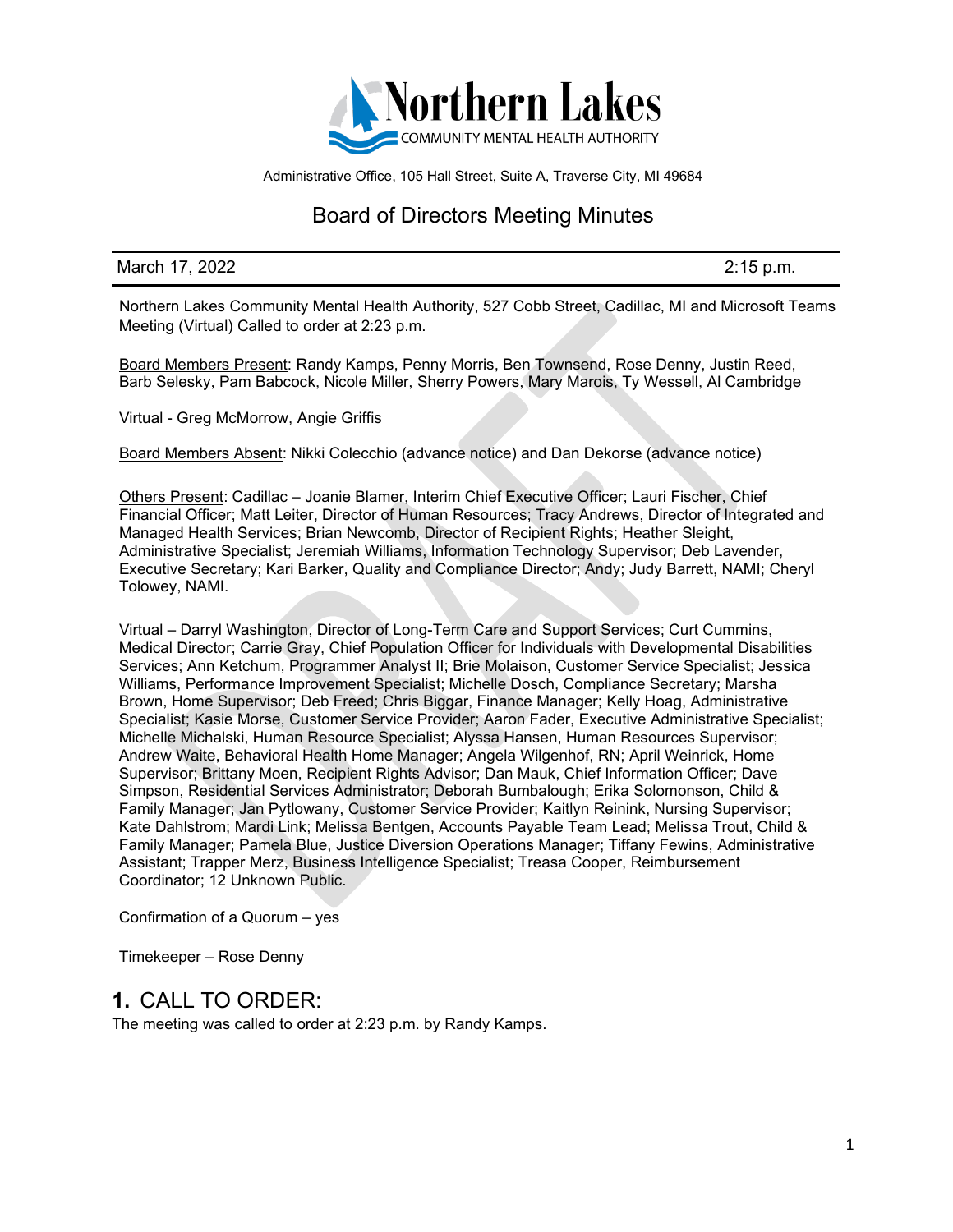Northern Lakes
COMMUNITY MENTAL HEALTH AUTHORITY

Administrative Office, 105 Hall Street, Suite A, Traverse City, MI 49684

# Board of Directors Meeting Minutes

March 17, 2022 | 2:15 p.m.

Northern Lakes Community Mental Health Authority, 527 Cobb Street, Cadillac, MI and Microsoft Teams Meeting (Virtual) Called to order at 2:23 p.m.

Board Members Present: Randy Kamps, Penny Morris, Ben Townsend, Rose Denny, Justin Reed, Barb Selesky, Pam Babcock, Nicole Miller, Sherry Powers, Mary Marois, Ty Wessell, Al Cambridge

Virtual - Greg McMorrow, Angie Griffis

Board Members Absent: Nikki Colecchio (advance notice) and Dan Dekorse (advance notice)

Others Present: Cadillac – Joanie Blamer, Interim Chief Executive Officer; Lauri Fischer, Chief Financial Officer; Matt Leiter, Director of Human Resources; Tracy Andrews, Director of Integrated and Managed Health Services; Brian Newcomb, Director of Recipient Rights; Heather Sleight, Administrative Specialist; Jeremiah Williams, Information Technology Supervisor; Deb Lavender, Executive Secretary; Kari Barker, Quality and Compliance Director; Andy; Judy Barrett, NAMI; Cheryl Tolowey, NAMI.

Virtual – Darryl Washington, Director of Long-Term Care and Support Services; Curt Cummins, Medical Director; Carrie Gray, Chief Population Officer for Individuals with Developmental Disabilities Services; Ann Ketchum, Programmer Analyst II; Brie Molaison, Customer Service Specialist; Jessica Williams, Performance Improvement Specialist; Michelle Dosch, Compliance Secretary; Marsha Brown, Home Supervisor; Deb Freed; Chris Biggar, Finance Manager; Kelly Hoag, Administrative Specialist; Kasie Morse, Customer Service Provider; Aaron Fader, Executive Administrative Specialist; Michelle Michalski, Human Resource Specialist; Alyssa Hansen, Human Resources Supervisor; Andrew Waite, Behavioral Health Home Manager; Angela Wilgenhof, RN; April Weinrick, Home Supervisor; Brittany Moen, Recipient Rights Advisor; Dan Mauk, Chief Information Officer; Dave Simpson, Residential Services Administrator; Deborah Bumbalough; Erika Solomonson, Child & Family Manager; Jan Pytlowany, Customer Service Provider; Kaitlyn Reinink, Nursing Supervisor; Kate Dahlstrom; Mardi Link; Melissa Bentgen, Accounts Payable Team Lead; Melissa Trout, Child & Family Manager; Pamela Blue, Justice Diversion Operations Manager; Tiffany Fewins, Administrative Assistant; Trapper Merz, Business Intelligence Specialist; Treasa Cooper, Reimbursement Coordinator; 12 Unknown Public.

Confirmation of a Quorum – yes

Timekeeper – Rose Denny

## 1. CALL TO ORDER:

The meeting was called to order at 2:23 p.m. by Randy Kamps.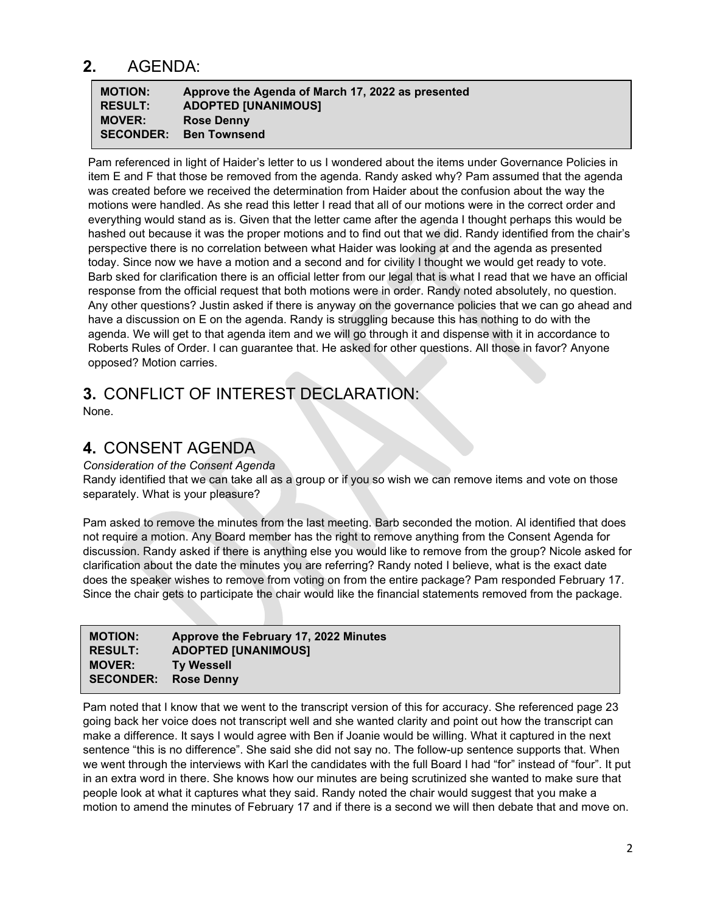## 2. AGENDA:

| | |
|---|---|
| **MOTION:** | **Approve the Agenda of March 17, 2022 as presented** |
| **RESULT:** | **ADOPTED [UNANIMOUS]** |
| **MOVER:** | **Rose Denny** |
| **SECONDER:** | **Ben Townsend** |

Pam referenced in light of Haider's letter to us I wondered about the items under Governance Policies in item E and F that those be removed from the agenda. Randy asked why? Pam assumed that the agenda was created before we received the determination from Haider about the confusion about the way the motions were handled. As she read this letter I read that all of our motions were in the correct order and everything would stand as is. Given that the letter came after the agenda I thought perhaps this would be hashed out because it was the proper motions and to find out that we did. Randy identified from the chair's perspective there is no correlation between what Haider was looking at and the agenda as presented today. Since now we have a motion and a second and for civility I thought we would get ready to vote. Barb sked for clarification there is an official letter from our legal that is what I read that we have an official response from the official request that both motions were in order. Randy noted absolutely, no question. Any other questions? Justin asked if there is anyway on the governance policies that we can go ahead and have a discussion on E on the agenda. Randy is struggling because this has nothing to do with the agenda. We will get to that agenda item and we will go through it and dispense with it in accordance to Roberts Rules of Order. I can guarantee that. He asked for other questions. All those in favor? Anyone opposed? Motion carries.

## 3. CONFLICT OF INTEREST DECLARATION:

None.

## 4. CONSENT AGENDA

*Consideration of the Consent Agenda*

Randy identified that we can take all as a group or if you so wish we can remove items and vote on those separately. What is your pleasure?

Pam asked to remove the minutes from the last meeting. Barb seconded the motion. Al identified that does not require a motion. Any Board member has the right to remove anything from the Consent Agenda for discussion. Randy asked if there is anything else you would like to remove from the group? Nicole asked for clarification about the date the minutes you are referring? Randy noted I believe, what is the exact date does the speaker wishes to remove from voting on from the entire package? Pam responded February 17. Since the chair gets to participate the chair would like the financial statements removed from the package.

| | |
|---|---|
| **MOTION:** | **Approve the February 17, 2022 Minutes** |
| **RESULT:** | **ADOPTED [UNANIMOUS]** |
| **MOVER:** | **Ty Wessell** |
| **SECONDER:** | **Rose Denny** |

Pam noted that I know that we went to the transcript version of this for accuracy. She referenced page 23 going back her voice does not transcript well and she wanted clarity and point out how the transcript can make a difference. It says I would agree with Ben if Joanie would be willing. What it captured in the next sentence "this is no difference". She said she did not say no. The follow-up sentence supports that. When we went through the interviews with Karl the candidates with the full Board I had "for" instead of "four". It put in an extra word in there. She knows how our minutes are being scrutinized she wanted to make sure that people look at what it captures what they said. Randy noted the chair would suggest that you make a motion to amend the minutes of February 17 and if there is a second we will then debate that and move on.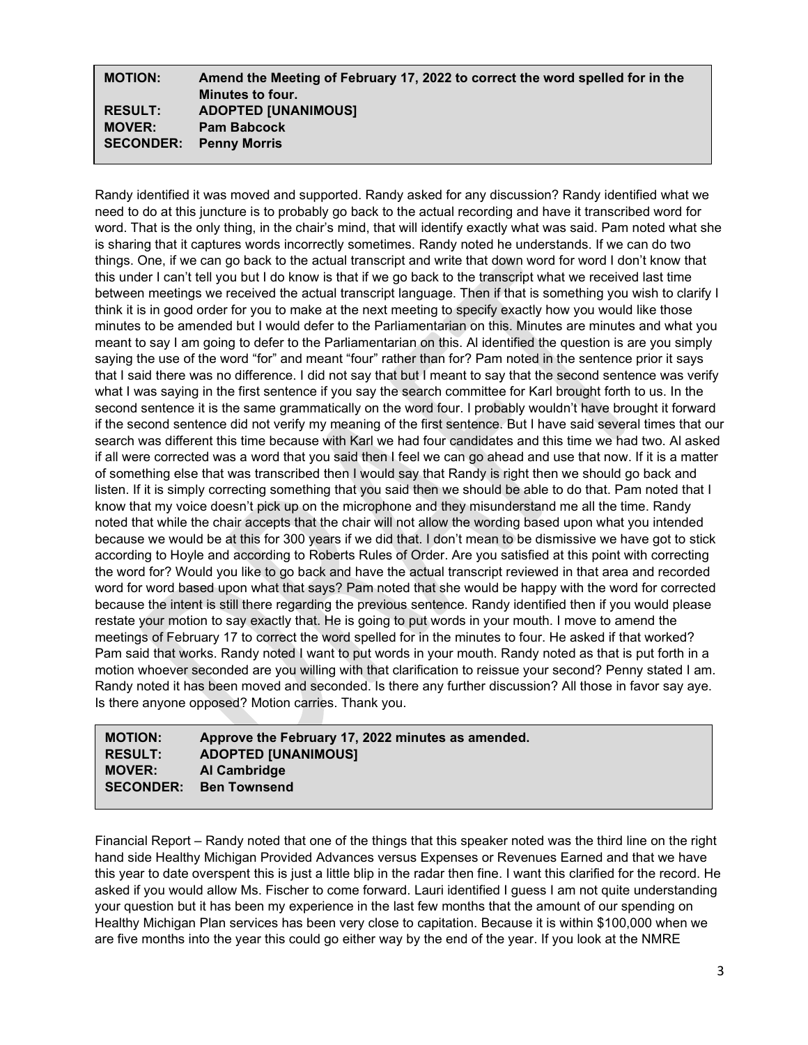| | |
|---|---|
| **MOTION:** | **Amend the Meeting of February 17, 2022 to correct the word spelled for in the Minutes to four.** |
| **RESULT:** | **ADOPTED [UNANIMOUS]** |
| **MOVER:** | **Pam Babcock** |
| **SECONDER:** | **Penny Morris** |

Randy identified it was moved and supported. Randy asked for any discussion? Randy identified what we need to do at this juncture is to probably go back to the actual recording and have it transcribed word for word. That is the only thing, in the chair's mind, that will identify exactly what was said. Pam noted what she is sharing that it captures words incorrectly sometimes. Randy noted he understands. If we can do two things. One, if we can go back to the actual transcript and write that down word for word I don't know that this under I can't tell you but I do know is that if we go back to the transcript what we received last time between meetings we received the actual transcript language. Then if that is something you wish to clarify I think it is in good order for you to make at the next meeting to specify exactly how you would like those minutes to be amended but I would defer to the Parliamentarian on this. Minutes are minutes and what you meant to say I am going to defer to the Parliamentarian on this. Al identified the question is are you simply saying the use of the word "for" and meant "four" rather than for? Pam noted in the sentence prior it says that I said there was no difference. I did not say that but I meant to say that the second sentence was verify what I was saying in the first sentence if you say the search committee for Karl brought forth to us. In the second sentence it is the same grammatically on the word four. I probably wouldn't have brought it forward if the second sentence did not verify my meaning of the first sentence. But I have said several times that our search was different this time because with Karl we had four candidates and this time we had two. Al asked if all were corrected was a word that you said then I feel we can go ahead and use that now. If it is a matter of something else that was transcribed then I would say that Randy is right then we should go back and listen. If it is simply correcting something that you said then we should be able to do that. Pam noted that I know that my voice doesn't pick up on the microphone and they misunderstand me all the time. Randy noted that while the chair accepts that the chair will not allow the wording based upon what you intended because we would be at this for 300 years if we did that. I don't mean to be dismissive we have got to stick according to Hoyle and according to Roberts Rules of Order. Are you satisfied at this point with correcting the word for? Would you like to go back and have the actual transcript reviewed in that area and recorded word for word based upon what that says? Pam noted that she would be happy with the word for corrected because the intent is still there regarding the previous sentence. Randy identified then if you would please restate your motion to say exactly that. He is going to put words in your mouth. I move to amend the meetings of February 17 to correct the word spelled for in the minutes to four. He asked if that worked? Pam said that works. Randy noted I want to put words in your mouth. Randy noted as that is put forth in a motion whoever seconded are you willing with that clarification to reissue your second? Penny stated I am. Randy noted it has been moved and seconded. Is there any further discussion? All those in favor say aye. Is there anyone opposed? Motion carries. Thank you.

| | |
|---|---|
| **MOTION:** | **Approve the February 17, 2022 minutes as amended.** |
| **RESULT:** | **ADOPTED [UNANIMOUS]** |
| **MOVER:** | **Al Cambridge** |
| **SECONDER:** | **Ben Townsend** |

Financial Report – Randy noted that one of the things that this speaker noted was the third line on the right hand side Healthy Michigan Provided Advances versus Expenses or Revenues Earned and that we have this year to date overspent this is just a little blip in the radar then fine. I want this clarified for the record. He asked if you would allow Ms. Fischer to come forward. Lauri identified I guess I am not quite understanding your question but it has been my experience in the last few months that the amount of our spending on Healthy Michigan Plan services has been very close to capitation. Because it is within $100,000 when we are five months into the year this could go either way by the end of the year. If you look at the NMRE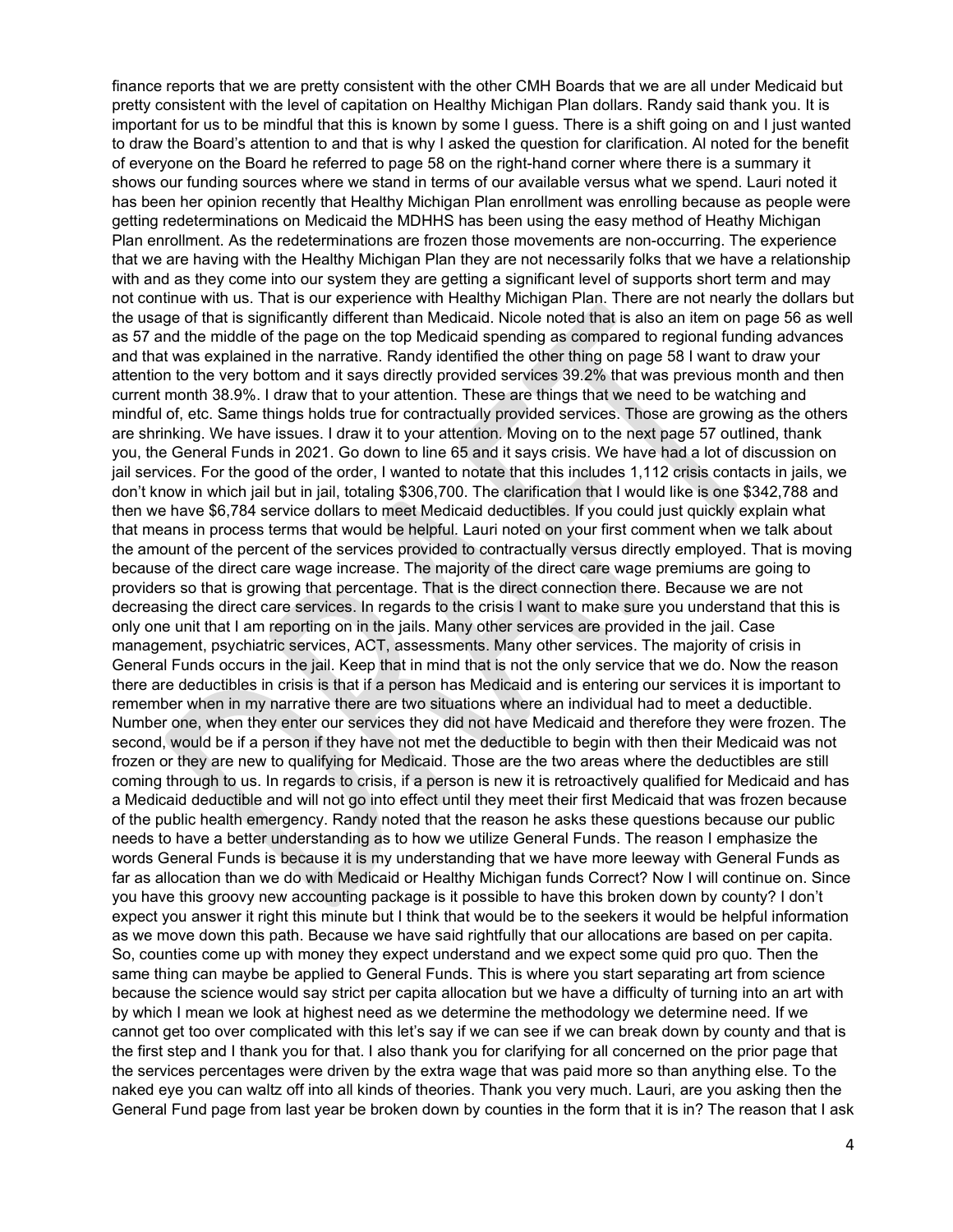finance reports that we are pretty consistent with the other CMH Boards that we are all under Medicaid but pretty consistent with the level of capitation on Healthy Michigan Plan dollars. Randy said thank you. It is important for us to be mindful that this is known by some I guess. There is a shift going on and I just wanted to draw the Board's attention to and that is why I asked the question for clarification. Al noted for the benefit of everyone on the Board he referred to page 58 on the right-hand corner where there is a summary it shows our funding sources where we stand in terms of our available versus what we spend. Lauri noted it has been her opinion recently that Healthy Michigan Plan enrollment was enrolling because as people were getting redeterminations on Medicaid the MDHHS has been using the easy method of Heathy Michigan Plan enrollment. As the redeterminations are frozen those movements are non-occurring. The experience that we are having with the Healthy Michigan Plan they are not necessarily folks that we have a relationship with and as they come into our system they are getting a significant level of supports short term and may not continue with us. That is our experience with Healthy Michigan Plan. There are not nearly the dollars but the usage of that is significantly different than Medicaid. Nicole noted that is also an item on page 56 as well as 57 and the middle of the page on the top Medicaid spending as compared to regional funding advances and that was explained in the narrative. Randy identified the other thing on page 58 I want to draw your attention to the very bottom and it says directly provided services 39.2% that was previous month and then current month 38.9%. I draw that to your attention. These are things that we need to be watching and mindful of, etc. Same things holds true for contractually provided services. Those are growing as the others are shrinking. We have issues. I draw it to your attention. Moving on to the next page 57 outlined, thank you, the General Funds in 2021. Go down to line 65 and it says crisis. We have had a lot of discussion on jail services. For the good of the order, I wanted to notate that this includes 1,112 crisis contacts in jails, we don't know in which jail but in jail, totaling $306,700. The clarification that I would like is one $342,788 and then we have $6,784 service dollars to meet Medicaid deductibles. If you could just quickly explain what that means in process terms that would be helpful. Lauri noted on your first comment when we talk about the amount of the percent of the services provided to contractually versus directly employed. That is moving because of the direct care wage increase. The majority of the direct care wage premiums are going to providers so that is growing that percentage. That is the direct connection there. Because we are not decreasing the direct care services. In regards to the crisis I want to make sure you understand that this is only one unit that I am reporting on in the jails. Many other services are provided in the jail. Case management, psychiatric services, ACT, assessments. Many other services. The majority of crisis in General Funds occurs in the jail. Keep that in mind that is not the only service that we do. Now the reason there are deductibles in crisis is that if a person has Medicaid and is entering our services it is important to remember when in my narrative there are two situations where an individual had to meet a deductible. Number one, when they enter our services they did not have Medicaid and therefore they were frozen. The second, would be if a person if they have not met the deductible to begin with then their Medicaid was not frozen or they are new to qualifying for Medicaid. Those are the two areas where the deductibles are still coming through to us. In regards to crisis, if a person is new it is retroactively qualified for Medicaid and has a Medicaid deductible and will not go into effect until they meet their first Medicaid that was frozen because of the public health emergency. Randy noted that the reason he asks these questions because our public needs to have a better understanding as to how we utilize General Funds. The reason I emphasize the words General Funds is because it is my understanding that we have more leeway with General Funds as far as allocation than we do with Medicaid or Healthy Michigan funds Correct? Now I will continue on. Since you have this groovy new accounting package is it possible to have this broken down by county? I don't expect you answer it right this minute but I think that would be to the seekers it would be helpful information as we move down this path. Because we have said rightfully that our allocations are based on per capita. So, counties come up with money they expect understand and we expect some quid pro quo. Then the same thing can maybe be applied to General Funds. This is where you start separating art from science because the science would say strict per capita allocation but we have a difficulty of turning into an art with by which I mean we look at highest need as we determine the methodology we determine need. If we cannot get too over complicated with this let's say if we can see if we can break down by county and that is the first step and I thank you for that. I also thank you for clarifying for all concerned on the prior page that the services percentages were driven by the extra wage that was paid more so than anything else. To the naked eye you can waltz off into all kinds of theories. Thank you very much. Lauri, are you asking then the General Fund page from last year be broken down by counties in the form that it is in? The reason that I ask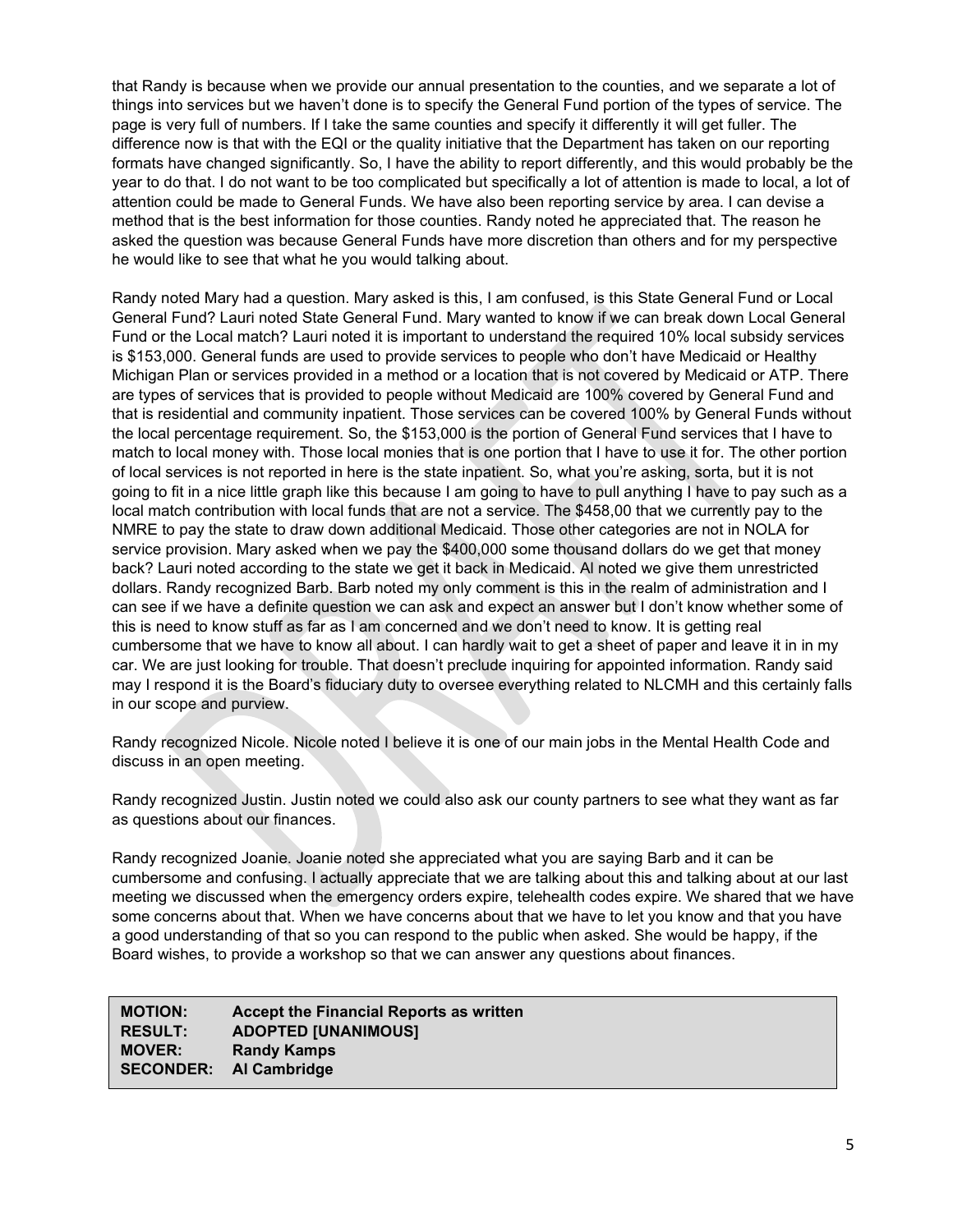that Randy is because when we provide our annual presentation to the counties, and we separate a lot of things into services but we haven't done is to specify the General Fund portion of the types of service. The page is very full of numbers. If I take the same counties and specify it differently it will get fuller. The difference now is that with the EQI or the quality initiative that the Department has taken on our reporting formats have changed significantly. So, I have the ability to report differently, and this would probably be the year to do that. I do not want to be too complicated but specifically a lot of attention is made to local, a lot of attention could be made to General Funds. We have also been reporting service by area. I can devise a method that is the best information for those counties. Randy noted he appreciated that. The reason he asked the question was because General Funds have more discretion than others and for my perspective he would like to see that what he you would talking about.

Randy noted Mary had a question. Mary asked is this, I am confused, is this State General Fund or Local General Fund? Lauri noted State General Fund. Mary wanted to know if we can break down Local General Fund or the Local match? Lauri noted it is important to understand the required 10% local subsidy services is $153,000. General funds are used to provide services to people who don't have Medicaid or Healthy Michigan Plan or services provided in a method or a location that is not covered by Medicaid or ATP. There are types of services that is provided to people without Medicaid are 100% covered by General Fund and that is residential and community inpatient. Those services can be covered 100% by General Funds without the local percentage requirement. So, the $153,000 is the portion of General Fund services that I have to match to local money with. Those local monies that is one portion that I have to use it for. The other portion of local services is not reported in here is the state inpatient. So, what you're asking, sorta, but it is not going to fit in a nice little graph like this because I am going to have to pull anything I have to pay such as a local match contribution with local funds that are not a service. The $458,00 that we currently pay to the NMRE to pay the state to draw down additional Medicaid. Those other categories are not in NOLA for service provision. Mary asked when we pay the $400,000 some thousand dollars do we get that money back? Lauri noted according to the state we get it back in Medicaid. Al noted we give them unrestricted dollars. Randy recognized Barb. Barb noted my only comment is this in the realm of administration and I can see if we have a definite question we can ask and expect an answer but I don't know whether some of this is need to know stuff as far as I am concerned and we don't need to know. It is getting real cumbersome that we have to know all about. I can hardly wait to get a sheet of paper and leave it in in my car. We are just looking for trouble. That doesn't preclude inquiring for appointed information. Randy said may I respond it is the Board's fiduciary duty to oversee everything related to NLCMH and this certainly falls in our scope and purview.

Randy recognized Nicole. Nicole noted I believe it is one of our main jobs in the Mental Health Code and discuss in an open meeting.

Randy recognized Justin. Justin noted we could also ask our county partners to see what they want as far as questions about our finances.

Randy recognized Joanie. Joanie noted she appreciated what you are saying Barb and it can be cumbersome and confusing. I actually appreciate that we are talking about this and talking about at our last meeting we discussed when the emergency orders expire, telehealth codes expire. We shared that we have some concerns about that. When we have concerns about that we have to let you know and that you have a good understanding of that so you can respond to the public when asked. She would be happy, if the Board wishes, to provide a workshop so that we can answer any questions about finances.

| | |
|---|---|
| **MOTION:** | **Accept the Financial Reports as written** |
| **RESULT:** | **ADOPTED [UNANIMOUS]** |
| **MOVER:** | **Randy Kamps** |
| **SECONDER:** | **Al Cambridge** |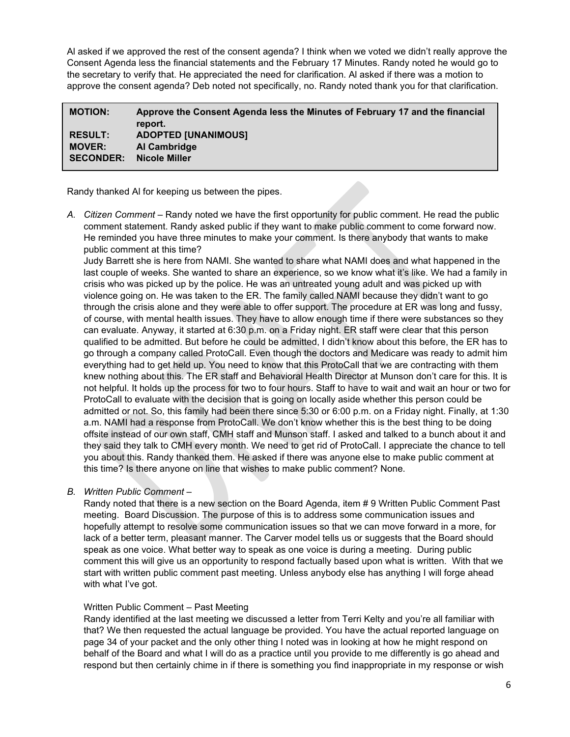Al asked if we approved the rest of the consent agenda? I think when we voted we didn't really approve the Consent Agenda less the financial statements and the February 17 Minutes. Randy noted he would go to the secretary to verify that. He appreciated the need for clarification. Al asked if there was a motion to approve the consent agenda? Deb noted not specifically, no. Randy noted thank you for that clarification.

| | |
|---|---|
| **MOTION:** | **Approve the Consent Agenda less the Minutes of February 17 and the financial report.** |
| **RESULT:** | **ADOPTED [UNANIMOUS]** |
| **MOVER:** | **Al Cambridge** |
| **SECONDER:** | **Nicole Miller** |

Randy thanked Al for keeping us between the pipes.

A. *Citizen Comment* – Randy noted we have the first opportunity for public comment. He read the public comment statement. Randy asked public if they want to make public comment to come forward now. He reminded you have three minutes to make your comment. Is there anybody that wants to make public comment at this time?

Judy Barrett she is here from NAMI. She wanted to share what NAMI does and what happened in the last couple of weeks. She wanted to share an experience, so we know what it's like. We had a family in crisis who was picked up by the police. He was an untreated young adult and was picked up with violence going on. He was taken to the ER. The family called NAMI because they didn't want to go through the crisis alone and they were able to offer support. The procedure at ER was long and fussy, of course, with mental health issues. They have to allow enough time if there were substances so they can evaluate. Anyway, it started at 6:30 p.m. on a Friday night. ER staff were clear that this person qualified to be admitted. But before he could be admitted, I didn't know about this before, the ER has to go through a company called ProtoCall. Even though the doctors and Medicare was ready to admit him everything had to get held up. You need to know that this ProtoCall that we are contracting with them knew nothing about this. The ER staff and Behavioral Health Director at Munson don't care for this. It is not helpful. It holds up the process for two to four hours. Staff to have to wait and wait an hour or two for ProtoCall to evaluate with the decision that is going on locally aside whether this person could be admitted or not. So, this family had been there since 5:30 or 6:00 p.m. on a Friday night. Finally, at 1:30 a.m. NAMI had a response from ProtoCall. We don't know whether this is the best thing to be doing offsite instead of our own staff, CMH staff and Munson staff. I asked and talked to a bunch about it and they said they talk to CMH every month. We need to get rid of ProtoCall. I appreciate the chance to tell you about this. Randy thanked them. He asked if there was anyone else to make public comment at this time? Is there anyone on line that wishes to make public comment? None.

B. *Written Public Comment* –

Randy noted that there is a new section on the Board Agenda, item # 9 Written Public Comment Past meeting. Board Discussion. The purpose of this is to address some communication issues and hopefully attempt to resolve some communication issues so that we can move forward in a more, for lack of a better term, pleasant manner. The Carver model tells us or suggests that the Board should speak as one voice. What better way to speak as one voice is during a meeting. During public comment this will give us an opportunity to respond factually based upon what is written. With that we start with written public comment past meeting. Unless anybody else has anything I will forge ahead with what I've got.

Written Public Comment – Past Meeting

Randy identified at the last meeting we discussed a letter from Terri Kelty and you're all familiar with that? We then requested the actual language be provided. You have the actual reported language on page 34 of your packet and the only other thing I noted was in looking at how he might respond on behalf of the Board and what I will do as a practice until you provide to me differently is go ahead and respond but then certainly chime in if there is something you find inappropriate in my response or wish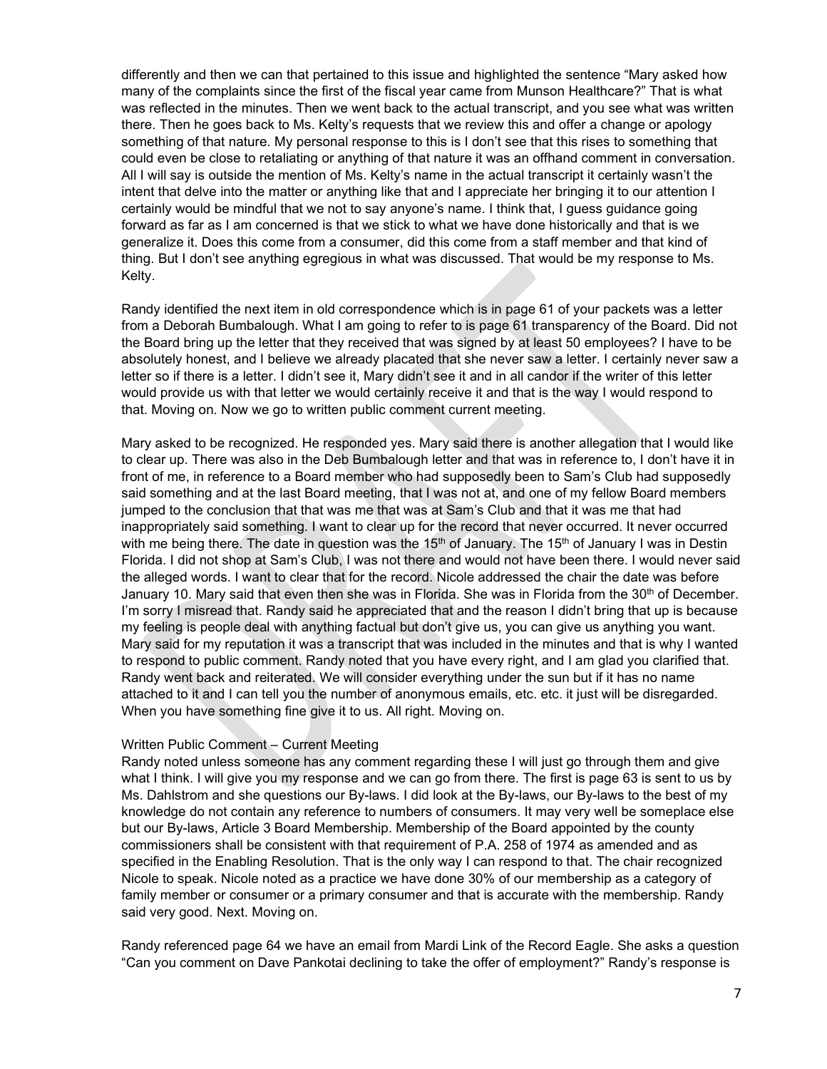differently and then we can that pertained to this issue and highlighted the sentence "Mary asked how many of the complaints since the first of the fiscal year came from Munson Healthcare?" That is what was reflected in the minutes. Then we went back to the actual transcript, and you see what was written there. Then he goes back to Ms. Kelty's requests that we review this and offer a change or apology something of that nature. My personal response to this is I don't see that this rises to something that could even be close to retaliating or anything of that nature it was an offhand comment in conversation. All I will say is outside the mention of Ms. Kelty's name in the actual transcript it certainly wasn't the intent that delve into the matter or anything like that and I appreciate her bringing it to our attention I certainly would be mindful that we not to say anyone's name. I think that, I guess guidance going forward as far as I am concerned is that we stick to what we have done historically and that is we generalize it. Does this come from a consumer, did this come from a staff member and that kind of thing. But I don't see anything egregious in what was discussed. That would be my response to Ms. Kelty.

Randy identified the next item in old correspondence which is in page 61 of your packets was a letter from a Deborah Bumbalough. What I am going to refer to is page 61 transparency of the Board. Did not the Board bring up the letter that they received that was signed by at least 50 employees? I have to be absolutely honest, and I believe we already placated that she never saw a letter. I certainly never saw a letter so if there is a letter. I didn't see it, Mary didn't see it and in all candor if the writer of this letter would provide us with that letter we would certainly receive it and that is the way I would respond to that. Moving on. Now we go to written public comment current meeting.

Mary asked to be recognized. He responded yes. Mary said there is another allegation that I would like to clear up. There was also in the Deb Bumbalough letter and that was in reference to, I don't have it in front of me, in reference to a Board member who had supposedly been to Sam's Club had supposedly said something and at the last Board meeting, that I was not at, and one of my fellow Board members jumped to the conclusion that that was me that was at Sam's Club and that it was me that had inappropriately said something. I want to clear up for the record that never occurred. It never occurred with me being there. The date in question was the 15th of January. The 15th of January I was in Destin Florida. I did not shop at Sam's Club, I was not there and would not have been there. I would never said the alleged words. I want to clear that for the record. Nicole addressed the chair the date was before January 10. Mary said that even then she was in Florida. She was in Florida from the 30th of December. I'm sorry I misread that. Randy said he appreciated that and the reason I didn't bring that up is because my feeling is people deal with anything factual but don't give us, you can give us anything you want. Mary said for my reputation it was a transcript that was included in the minutes and that is why I wanted to respond to public comment. Randy noted that you have every right, and I am glad you clarified that. Randy went back and reiterated. We will consider everything under the sun but if it has no name attached to it and I can tell you the number of anonymous emails, etc. etc. it just will be disregarded. When you have something fine give it to us. All right. Moving on.

Written Public Comment – Current Meeting

Randy noted unless someone has any comment regarding these I will just go through them and give what I think. I will give you my response and we can go from there. The first is page 63 is sent to us by Ms. Dahlstrom and she questions our By-laws. I did look at the By-laws, our By-laws to the best of my knowledge do not contain any reference to numbers of consumers. It may very well be someplace else but our By-laws, Article 3 Board Membership. Membership of the Board appointed by the county commissioners shall be consistent with that requirement of P.A. 258 of 1974 as amended and as specified in the Enabling Resolution. That is the only way I can respond to that. The chair recognized Nicole to speak. Nicole noted as a practice we have done 30% of our membership as a category of family member or consumer or a primary consumer and that is accurate with the membership. Randy said very good. Next. Moving on.

Randy referenced page 64 we have an email from Mardi Link of the Record Eagle. She asks a question "Can you comment on Dave Pankotai declining to take the offer of employment?" Randy's response is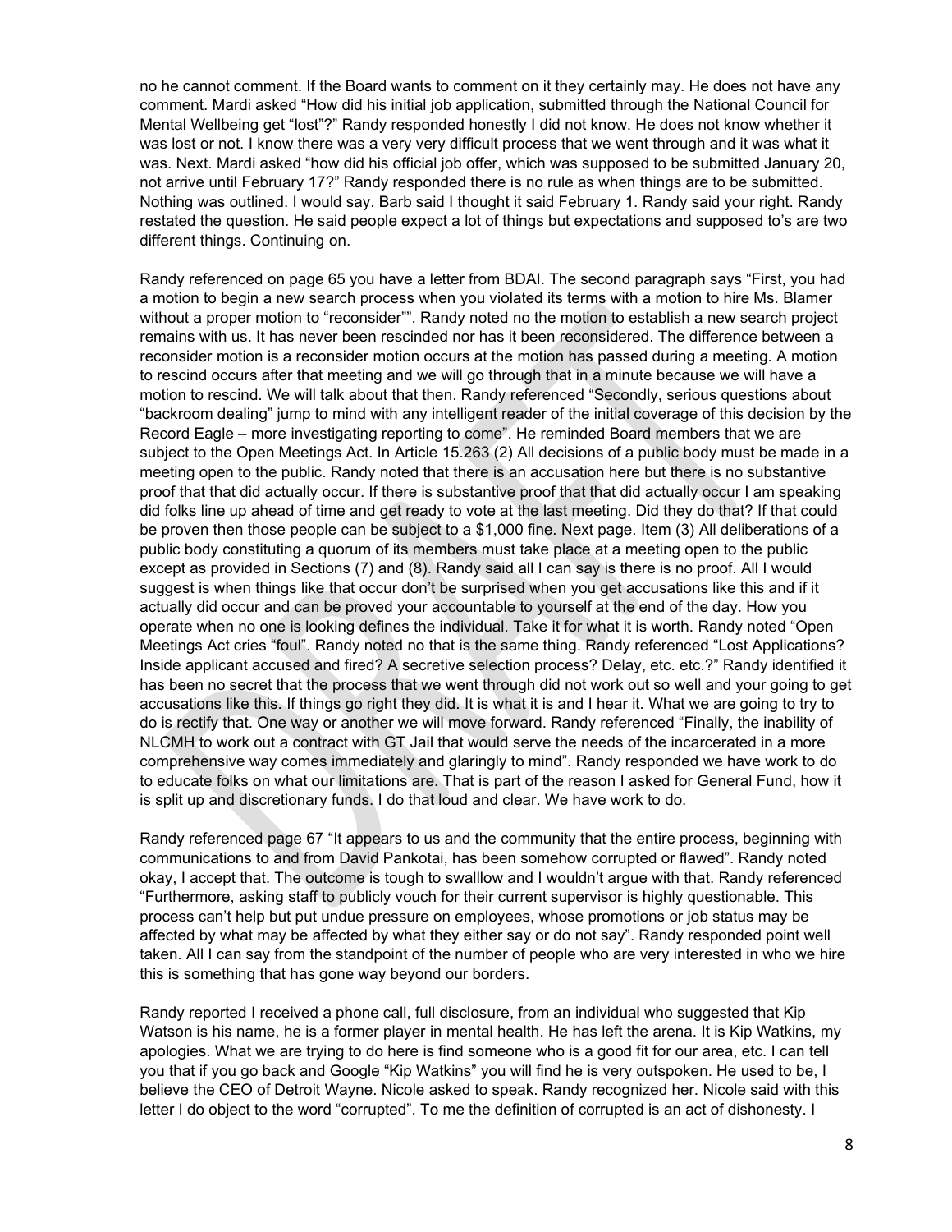no he cannot comment. If the Board wants to comment on it they certainly may. He does not have any comment. Mardi asked "How did his initial job application, submitted through the National Council for Mental Wellbeing get "lost"?" Randy responded honestly I did not know. He does not know whether it was lost or not. I know there was a very very difficult process that we went through and it was what it was. Next. Mardi asked "how did his official job offer, which was supposed to be submitted January 20, not arrive until February 17?" Randy responded there is no rule as when things are to be submitted. Nothing was outlined. I would say. Barb said I thought it said February 1. Randy said your right. Randy restated the question. He said people expect a lot of things but expectations and supposed to's are two different things. Continuing on.

Randy referenced on page 65 you have a letter from BDAI. The second paragraph says "First, you had a motion to begin a new search process when you violated its terms with a motion to hire Ms. Blamer without a proper motion to "reconsider"". Randy noted no the motion to establish a new search project remains with us. It has never been rescinded nor has it been reconsidered. The difference between a reconsider motion is a reconsider motion occurs at the motion has passed during a meeting. A motion to rescind occurs after that meeting and we will go through that in a minute because we will have a motion to rescind. We will talk about that then. Randy referenced "Secondly, serious questions about "backroom dealing" jump to mind with any intelligent reader of the initial coverage of this decision by the Record Eagle – more investigating reporting to come". He reminded Board members that we are subject to the Open Meetings Act. In Article 15.263 (2) All decisions of a public body must be made in a meeting open to the public. Randy noted that there is an accusation here but there is no substantive proof that that did actually occur. If there is substantive proof that that did actually occur I am speaking did folks line up ahead of time and get ready to vote at the last meeting. Did they do that? If that could be proven then those people can be subject to a $1,000 fine. Next page. Item (3) All deliberations of a public body constituting a quorum of its members must take place at a meeting open to the public except as provided in Sections (7) and (8). Randy said all I can say is there is no proof. All I would suggest is when things like that occur don't be surprised when you get accusations like this and if it actually did occur and can be proved your accountable to yourself at the end of the day. How you operate when no one is looking defines the individual. Take it for what it is worth. Randy noted "Open Meetings Act cries "foul". Randy noted no that is the same thing. Randy referenced "Lost Applications? Inside applicant accused and fired? A secretive selection process? Delay, etc. etc.?" Randy identified it has been no secret that the process that we went through did not work out so well and your going to get accusations like this. If things go right they did. It is what it is and I hear it. What we are going to try to do is rectify that. One way or another we will move forward. Randy referenced "Finally, the inability of NLCMH to work out a contract with GT Jail that would serve the needs of the incarcerated in a more comprehensive way comes immediately and glaringly to mind". Randy responded we have work to do to educate folks on what our limitations are. That is part of the reason I asked for General Fund, how it is split up and discretionary funds. I do that loud and clear. We have work to do.

Randy referenced page 67 "It appears to us and the community that the entire process, beginning with communications to and from David Pankotai, has been somehow corrupted or flawed". Randy noted okay, I accept that. The outcome is tough to swalllow and I wouldn't argue with that. Randy referenced "Furthermore, asking staff to publicly vouch for their current supervisor is highly questionable. This process can't help but put undue pressure on employees, whose promotions or job status may be affected by what may be affected by what they either say or do not say". Randy responded point well taken. All I can say from the standpoint of the number of people who are very interested in who we hire this is something that has gone way beyond our borders.

Randy reported I received a phone call, full disclosure, from an individual who suggested that Kip Watson is his name, he is a former player in mental health. He has left the arena. It is Kip Watkins, my apologies. What we are trying to do here is find someone who is a good fit for our area, etc. I can tell you that if you go back and Google "Kip Watkins" you will find he is very outspoken. He used to be, I believe the CEO of Detroit Wayne. Nicole asked to speak. Randy recognized her. Nicole said with this letter I do object to the word "corrupted". To me the definition of corrupted is an act of dishonesty. I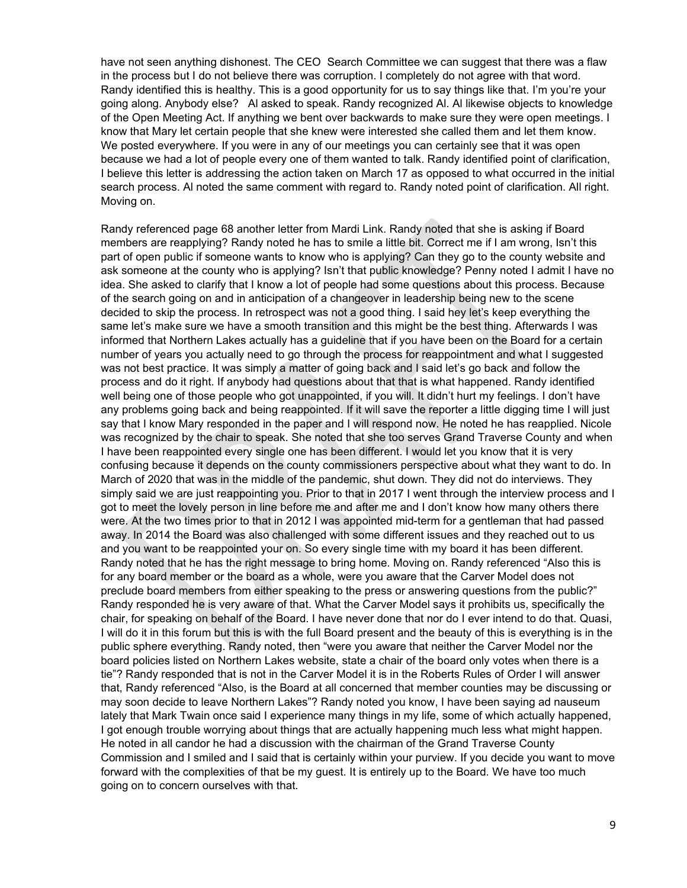have not seen anything dishonest. The CEO Search Committee we can suggest that there was a flaw in the process but I do not believe there was corruption. I completely do not agree with that word. Randy identified this is healthy. This is a good opportunity for us to say things like that. I'm you're your going along. Anybody else? Al asked to speak. Randy recognized Al. Al likewise objects to knowledge of the Open Meeting Act. If anything we bent over backwards to make sure they were open meetings. I know that Mary let certain people that she knew were interested she called them and let them know. We posted everywhere. If you were in any of our meetings you can certainly see that it was open because we had a lot of people every one of them wanted to talk. Randy identified point of clarification, I believe this letter is addressing the action taken on March 17 as opposed to what occurred in the initial search process. Al noted the same comment with regard to. Randy noted point of clarification. All right. Moving on.

Randy referenced page 68 another letter from Mardi Link. Randy noted that she is asking if Board members are reapplying? Randy noted he has to smile a little bit. Correct me if I am wrong, Isn't this part of open public if someone wants to know who is applying? Can they go to the county website and ask someone at the county who is applying? Isn't that public knowledge? Penny noted I admit I have no idea. She asked to clarify that I know a lot of people had some questions about this process. Because of the search going on and in anticipation of a changeover in leadership being new to the scene decided to skip the process. In retrospect was not a good thing. I said hey let's keep everything the same let's make sure we have a smooth transition and this might be the best thing. Afterwards I was informed that Northern Lakes actually has a guideline that if you have been on the Board for a certain number of years you actually need to go through the process for reappointment and what I suggested was not best practice. It was simply a matter of going back and I said let's go back and follow the process and do it right. If anybody had questions about that that is what happened. Randy identified well being one of those people who got unappointed, if you will. It didn't hurt my feelings. I don't have any problems going back and being reappointed. If it will save the reporter a little digging time I will just say that I know Mary responded in the paper and I will respond now. He noted he has reapplied. Nicole was recognized by the chair to speak. She noted that she too serves Grand Traverse County and when I have been reappointed every single one has been different. I would let you know that it is very confusing because it depends on the county commissioners perspective about what they want to do. In March of 2020 that was in the middle of the pandemic, shut down. They did not do interviews. They simply said we are just reappointing you. Prior to that in 2017 I went through the interview process and I got to meet the lovely person in line before me and after me and I don't know how many others there were. At the two times prior to that in 2012 I was appointed mid-term for a gentleman that had passed away. In 2014 the Board was also challenged with some different issues and they reached out to us and you want to be reappointed your on. So every single time with my board it has been different. Randy noted that he has the right message to bring home. Moving on. Randy referenced "Also this is for any board member or the board as a whole, were you aware that the Carver Model does not preclude board members from either speaking to the press or answering questions from the public?" Randy responded he is very aware of that. What the Carver Model says it prohibits us, specifically the chair, for speaking on behalf of the Board. I have never done that nor do I ever intend to do that. Quasi, I will do it in this forum but this is with the full Board present and the beauty of this is everything is in the public sphere everything. Randy noted, then "were you aware that neither the Carver Model nor the board policies listed on Northern Lakes website, state a chair of the board only votes when there is a tie"? Randy responded that is not in the Carver Model it is in the Roberts Rules of Order I will answer that, Randy referenced "Also, is the Board at all concerned that member counties may be discussing or may soon decide to leave Northern Lakes"? Randy noted you know, I have been saying ad nauseum lately that Mark Twain once said I experience many things in my life, some of which actually happened, I got enough trouble worrying about things that are actually happening much less what might happen. He noted in all candor he had a discussion with the chairman of the Grand Traverse County Commission and I smiled and I said that is certainly within your purview. If you decide you want to move forward with the complexities of that be my guest. It is entirely up to the Board. We have too much going on to concern ourselves with that.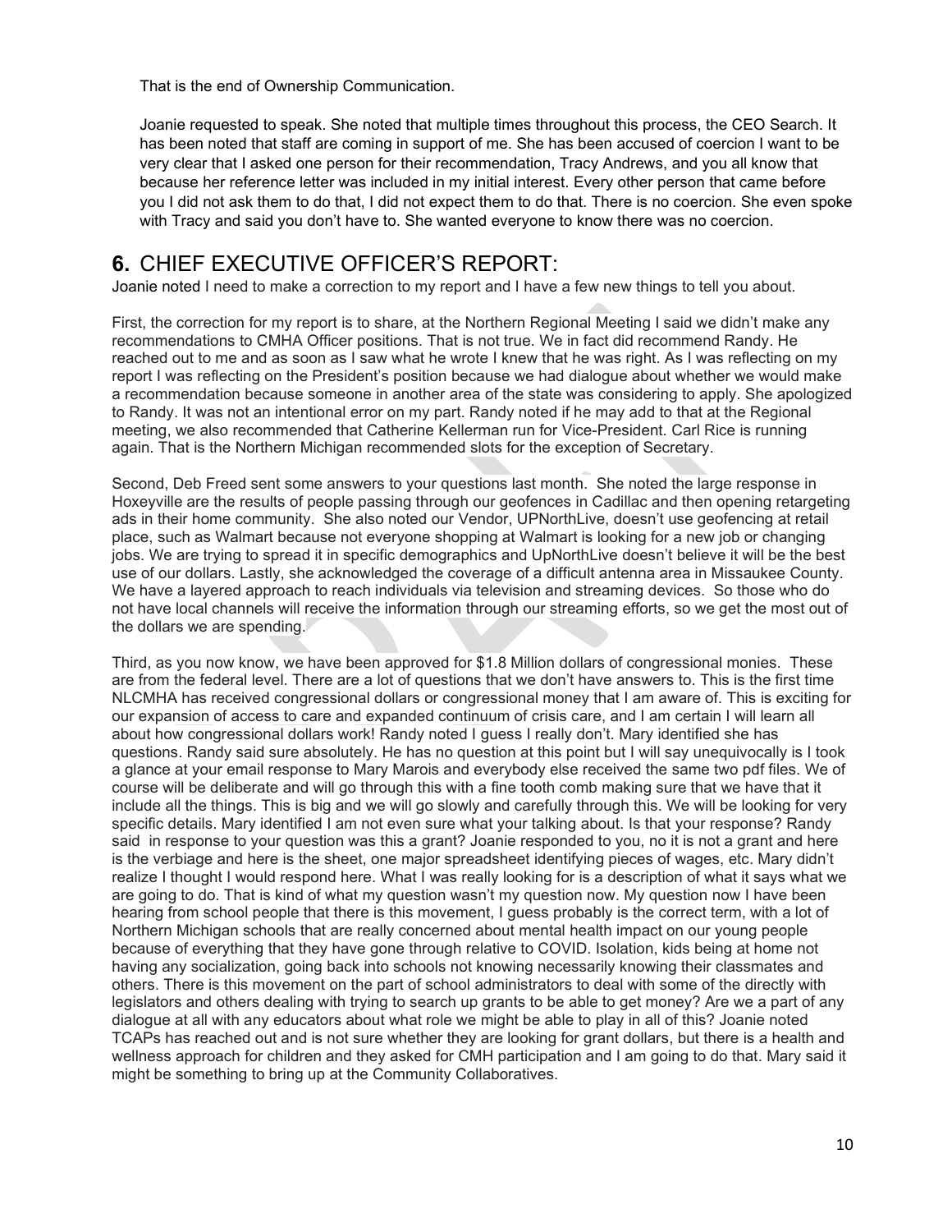That is the end of Ownership Communication.

Joanie requested to speak. She noted that multiple times throughout this process, the CEO Search. It has been noted that staff are coming in support of me. She has been accused of coercion I want to be very clear that I asked one person for their recommendation, Tracy Andrews, and you all know that because her reference letter was included in my initial interest. Every other person that came before you I did not ask them to do that, I did not expect them to do that. There is no coercion. She even spoke with Tracy and said you don't have to. She wanted everyone to know there was no coercion.

## **6.** CHIEF EXECUTIVE OFFICER'S REPORT:

Joanie noted I need to make a correction to my report and I have a few new things to tell you about.

First, the correction for my report is to share, at the Northern Regional Meeting I said we didn't make any recommendations to CMHA Officer positions. That is not true. We in fact did recommend Randy. He reached out to me and as soon as I saw what he wrote I knew that he was right. As I was reflecting on my report I was reflecting on the President's position because we had dialogue about whether we would make a recommendation because someone in another area of the state was considering to apply. She apologized to Randy. It was not an intentional error on my part. Randy noted if he may add to that at the Regional meeting, we also recommended that Catherine Kellerman run for Vice-President. Carl Rice is running again. That is the Northern Michigan recommended slots for the exception of Secretary.

Second, Deb Freed sent some answers to your questions last month. She noted the large response in Hoxeyville are the results of people passing through our geofences in Cadillac and then opening retargeting ads in their home community. She also noted our Vendor, UPNorthLive, doesn't use geofencing at retail place, such as Walmart because not everyone shopping at Walmart is looking for a new job or changing jobs. We are trying to spread it in specific demographics and UpNorthLive doesn't believe it will be the best use of our dollars. Lastly, she acknowledged the coverage of a difficult antenna area in Missaukee County. We have a layered approach to reach individuals via television and streaming devices. So those who do not have local channels will receive the information through our streaming efforts, so we get the most out of the dollars we are spending.

Third, as you now know, we have been approved for $1.8 Million dollars of congressional monies. These are from the federal level. There are a lot of questions that we don't have answers to. This is the first time NLCMHA has received congressional dollars or congressional money that I am aware of. This is exciting for our expansion of access to care and expanded continuum of crisis care, and I am certain I will learn all about how congressional dollars work! Randy noted I guess I really don't. Mary identified she has questions. Randy said sure absolutely. He has no question at this point but I will say unequivocally is I took a glance at your email response to Mary Marois and everybody else received the same two pdf files. We of course will be deliberate and will go through this with a fine tooth comb making sure that we have that it include all the things. This is big and we will go slowly and carefully through this. We will be looking for very specific details. Mary identified I am not even sure what your talking about. Is that your response? Randy said in response to your question was this a grant? Joanie responded to you, no it is not a grant and here is the verbiage and here is the sheet, one major spreadsheet identifying pieces of wages, etc. Mary didn't realize I thought I would respond here. What I was really looking for is a description of what it says what we are going to do. That is kind of what my question wasn't my question now. My question now I have been hearing from school people that there is this movement, I guess probably is the correct term, with a lot of Northern Michigan schools that are really concerned about mental health impact on our young people because of everything that they have gone through relative to COVID. Isolation, kids being at home not having any socialization, going back into schools not knowing necessarily knowing their classmates and others. There is this movement on the part of school administrators to deal with some of the directly with legislators and others dealing with trying to search up grants to be able to get money? Are we a part of any dialogue at all with any educators about what role we might be able to play in all of this? Joanie noted TCAPs has reached out and is not sure whether they are looking for grant dollars, but there is a health and wellness approach for children and they asked for CMH participation and I am going to do that. Mary said it might be something to bring up at the Community Collaboratives.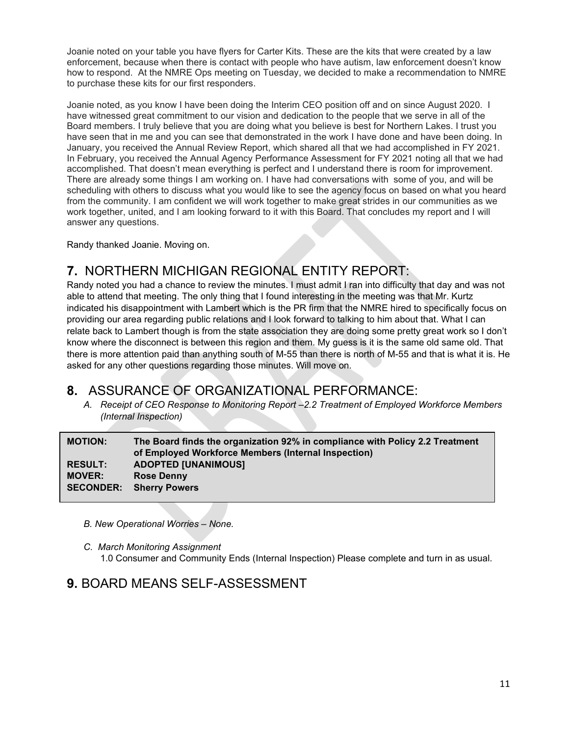Joanie noted on your table you have flyers for Carter Kits. These are the kits that were created by a law enforcement, because when there is contact with people who have autism, law enforcement doesn't know how to respond. At the NMRE Ops meeting on Tuesday, we decided to make a recommendation to NMRE to purchase these kits for our first responders.

Joanie noted, as you know I have been doing the Interim CEO position off and on since August 2020. I have witnessed great commitment to our vision and dedication to the people that we serve in all of the Board members. I truly believe that you are doing what you believe is best for Northern Lakes. I trust you have seen that in me and you can see that demonstrated in the work I have done and have been doing. In January, you received the Annual Review Report, which shared all that we had accomplished in FY 2021. In February, you received the Annual Agency Performance Assessment for FY 2021 noting all that we had accomplished. That doesn't mean everything is perfect and I understand there is room for improvement. There are already some things I am working on. I have had conversations with some of you, and will be scheduling with others to discuss what you would like to see the agency focus on based on what you heard from the community. I am confident we will work together to make great strides in our communities as we work together, united, and I am looking forward to it with this Board. That concludes my report and I will answer any questions.

Randy thanked Joanie. Moving on.

## 7. NORTHERN MICHIGAN REGIONAL ENTITY REPORT:

Randy noted you had a chance to review the minutes. I must admit I ran into difficulty that day and was not able to attend that meeting. The only thing that I found interesting in the meeting was that Mr. Kurtz indicated his disappointment with Lambert which is the PR firm that the NMRE hired to specifically focus on providing our area regarding public relations and I look forward to talking to him about that. What I can relate back to Lambert though is from the state association they are doing some pretty great work so I don't know where the disconnect is between this region and them. My guess is it is the same old same old. That there is more attention paid than anything south of M-55 than there is north of M-55 and that is what it is. He asked for any other questions regarding those minutes. Will move on.

## 8. ASSURANCE OF ORGANIZATIONAL PERFORMANCE:

*A. Receipt of CEO Response to Monitoring Report –2.2 Treatment of Employed Workforce Members (Internal Inspection)*

| | |
|---|---|
| **MOTION:** | **The Board finds the organization 92% in compliance with Policy 2.2 Treatment of Employed Workforce Members (Internal Inspection)** |
| **RESULT:** | **ADOPTED [UNANIMOUS]** |
| **MOVER:** | **Rose Denny** |
| **SECONDER:** | **Sherry Powers** |

*B. New Operational Worries – None.*

*C. March Monitoring Assignment*

1.0 Consumer and Community Ends (Internal Inspection) Please complete and turn in as usual.

## 9. BOARD MEANS SELF-ASSESSMENT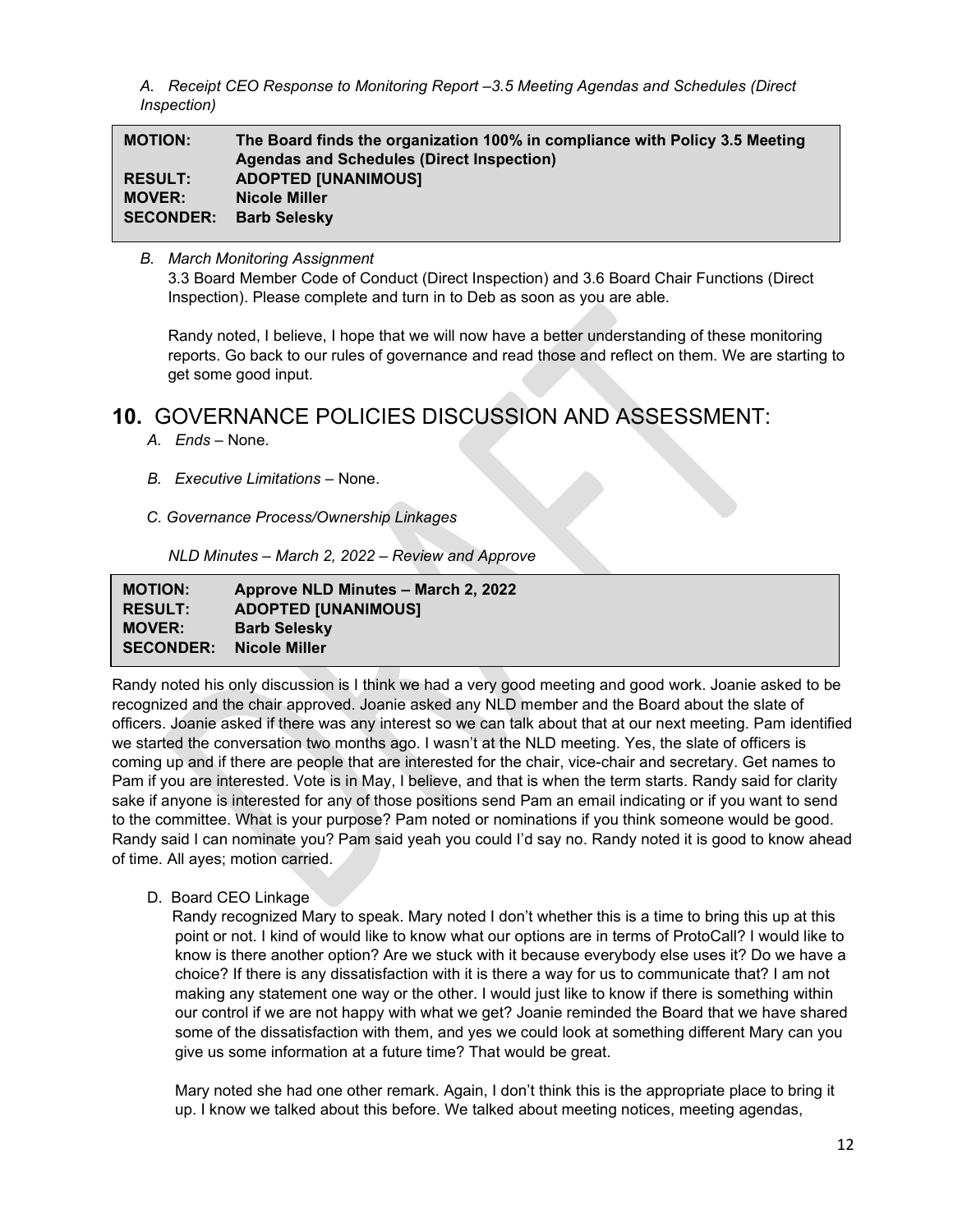*A. Receipt CEO Response to Monitoring Report –3.5 Meeting Agendas and Schedules (Direct Inspection)*

| | |
|---|---|
| **MOTION:** | **The Board finds the organization 100% in compliance with Policy 3.5 Meeting Agendas and Schedules (Direct Inspection)** |
| **RESULT:** | **ADOPTED [UNANIMOUS]** |
| **MOVER:** | **Nicole Miller** |
| **SECONDER:** | **Barb Selesky** |

*B. March Monitoring Assignment*

3.3 Board Member Code of Conduct (Direct Inspection) and 3.6 Board Chair Functions (Direct Inspection). Please complete and turn in to Deb as soon as you are able.

Randy noted, I believe, I hope that we will now have a better understanding of these monitoring reports. Go back to our rules of governance and read those and reflect on them. We are starting to get some good input.

## 10. GOVERNANCE POLICIES DISCUSSION AND ASSESSMENT:

*A. Ends* – None.

*B. Executive Limitations* – None.

*C. Governance Process/Ownership Linkages*

*NLD Minutes – March 2, 2022 – Review and Approve*

| | |
|---|---|
| **MOTION:** | **Approve NLD Minutes – March 2, 2022** |
| **RESULT:** | **ADOPTED [UNANIMOUS]** |
| **MOVER:** | **Barb Selesky** |
| **SECONDER:** | **Nicole Miller** |

Randy noted his only discussion is I think we had a very good meeting and good work. Joanie asked to be recognized and the chair approved. Joanie asked any NLD member and the Board about the slate of officers. Joanie asked if there was any interest so we can talk about that at our next meeting. Pam identified we started the conversation two months ago. I wasn't at the NLD meeting. Yes, the slate of officers is coming up and if there are people that are interested for the chair, vice-chair and secretary. Get names to Pam if you are interested. Vote is in May, I believe, and that is when the term starts. Randy said for clarity sake if anyone is interested for any of those positions send Pam an email indicating or if you want to send to the committee. What is your purpose? Pam noted or nominations if you think someone would be good. Randy said I can nominate you? Pam said yeah you could I'd say no. Randy noted it is good to know ahead of time. All ayes; motion carried.

D. Board CEO Linkage

Randy recognized Mary to speak. Mary noted I don't whether this is a time to bring this up at this point or not. I kind of would like to know what our options are in terms of ProtoCall? I would like to know is there another option? Are we stuck with it because everybody else uses it? Do we have a choice? If there is any dissatisfaction with it is there a way for us to communicate that? I am not making any statement one way or the other. I would just like to know if there is something within our control if we are not happy with what we get? Joanie reminded the Board that we have shared some of the dissatisfaction with them, and yes we could look at something different Mary can you give us some information at a future time? That would be great.

Mary noted she had one other remark. Again, I don't think this is the appropriate place to bring it up. I know we talked about this before. We talked about meeting notices, meeting agendas,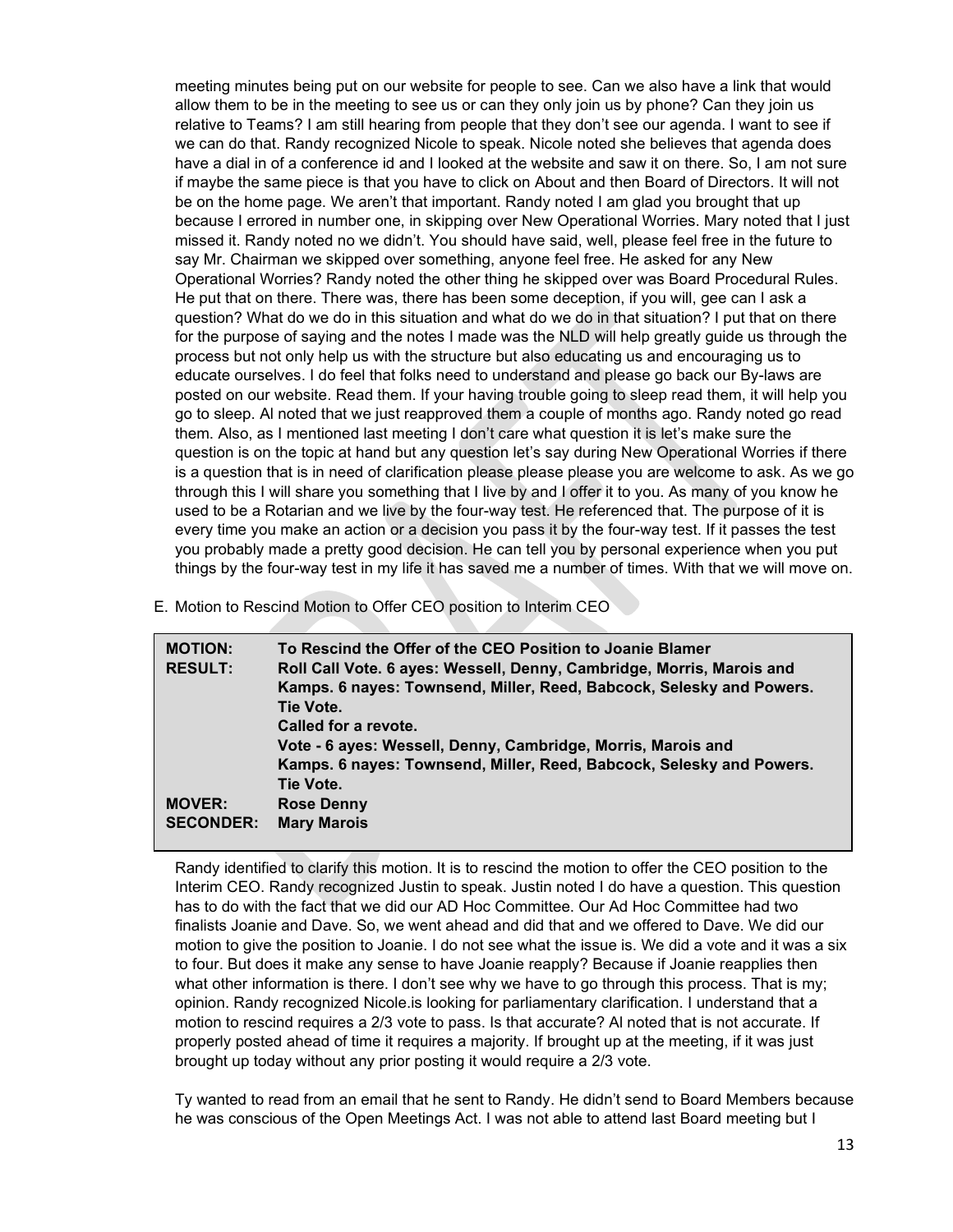meeting minutes being put on our website for people to see. Can we also have a link that would allow them to be in the meeting to see us or can they only join us by phone? Can they join us relative to Teams? I am still hearing from people that they don't see our agenda. I want to see if we can do that. Randy recognized Nicole to speak. Nicole noted she believes that agenda does have a dial in of a conference id and I looked at the website and saw it on there. So, I am not sure if maybe the same piece is that you have to click on About and then Board of Directors. It will not be on the home page. We aren't that important. Randy noted I am glad you brought that up because I errored in number one, in skipping over New Operational Worries. Mary noted that I just missed it. Randy noted no we didn't. You should have said, well, please feel free in the future to say Mr. Chairman we skipped over something, anyone feel free. He asked for any New Operational Worries? Randy noted the other thing he skipped over was Board Procedural Rules. He put that on there. There was, there has been some deception, if you will, gee can I ask a question? What do we do in this situation and what do we do in that situation? I put that on there for the purpose of saying and the notes I made was the NLD will help greatly guide us through the process but not only help us with the structure but also educating us and encouraging us to educate ourselves. I do feel that folks need to understand and please go back our By-laws are posted on our website. Read them. If your having trouble going to sleep read them, it will help you go to sleep. Al noted that we just reapproved them a couple of months ago. Randy noted go read them. Also, as I mentioned last meeting I don't care what question it is let's make sure the question is on the topic at hand but any question let's say during New Operational Worries if there is a question that is in need of clarification please please please you are welcome to ask. As we go through this I will share you something that I live by and I offer it to you. As many of you know he used to be a Rotarian and we live by the four-way test. He referenced that. The purpose of it is every time you make an action or a decision you pass it by the four-way test. If it passes the test you probably made a pretty good decision. He can tell you by personal experience when you put things by the four-way test in my life it has saved me a number of times. With that we will move on.

E. Motion to Rescind Motion to Offer CEO position to Interim CEO

| | |
|---|---|
| **MOTION:** | **To Rescind the Offer of the CEO Position to Joanie Blamer** |
| **RESULT:** | **Roll Call Vote. 6 ayes: Wessell, Denny, Cambridge, Morris, Marois and Kamps. 6 nayes: Townsend, Miller, Reed, Babcock, Selesky and Powers. Tie Vote.**<br>**Called for a revote.**<br>**Vote - 6 ayes: Wessell, Denny, Cambridge, Morris, Marois and Kamps. 6 nayes: Townsend, Miller, Reed, Babcock, Selesky and Powers. Tie Vote.** |
| **MOVER:** | **Rose Denny** |
| **SECONDER:** | **Mary Marois** |

Randy identified to clarify this motion. It is to rescind the motion to offer the CEO position to the Interim CEO. Randy recognized Justin to speak. Justin noted I do have a question. This question has to do with the fact that we did our AD Hoc Committee. Our Ad Hoc Committee had two finalists Joanie and Dave. So, we went ahead and did that and we offered to Dave. We did our motion to give the position to Joanie. I do not see what the issue is. We did a vote and it was a six to four. But does it make any sense to have Joanie reapply? Because if Joanie reapplies then what other information is there. I don't see why we have to go through this process. That is my; opinion. Randy recognized Nicole.is looking for parliamentary clarification. I understand that a motion to rescind requires a 2/3 vote to pass. Is that accurate? Al noted that is not accurate. If properly posted ahead of time it requires a majority. If brought up at the meeting, if it was just brought up today without any prior posting it would require a 2/3 vote.

Ty wanted to read from an email that he sent to Randy. He didn't send to Board Members because he was conscious of the Open Meetings Act. I was not able to attend last Board meeting but I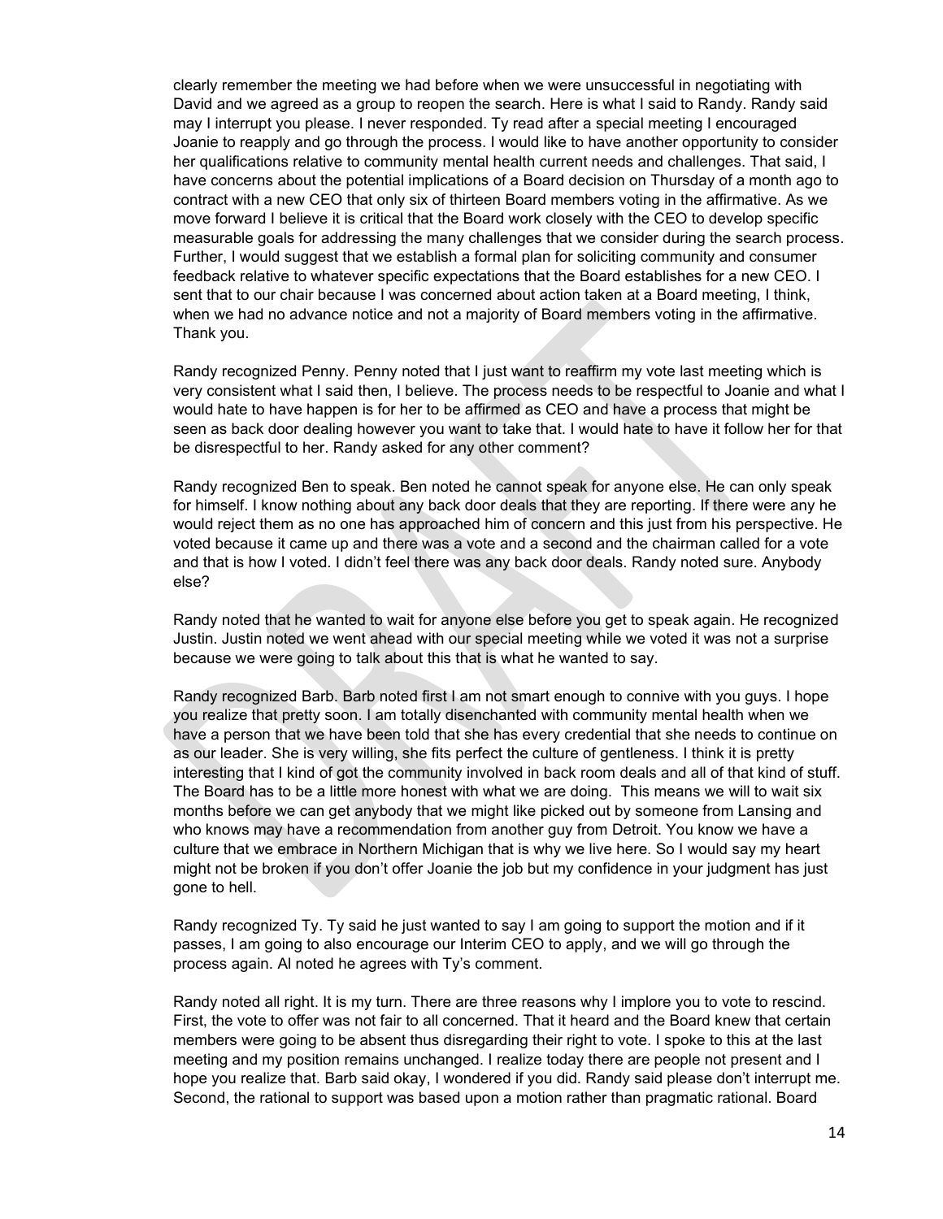clearly remember the meeting we had before when we were unsuccessful in negotiating with David and we agreed as a group to reopen the search. Here is what I said to Randy. Randy said may I interrupt you please. I never responded. Ty read after a special meeting I encouraged Joanie to reapply and go through the process. I would like to have another opportunity to consider her qualifications relative to community mental health current needs and challenges. That said, I have concerns about the potential implications of a Board decision on Thursday of a month ago to contract with a new CEO that only six of thirteen Board members voting in the affirmative. As we move forward I believe it is critical that the Board work closely with the CEO to develop specific measurable goals for addressing the many challenges that we consider during the search process. Further, I would suggest that we establish a formal plan for soliciting community and consumer feedback relative to whatever specific expectations that the Board establishes for a new CEO. I sent that to our chair because I was concerned about action taken at a Board meeting, I think, when we had no advance notice and not a majority of Board members voting in the affirmative. Thank you.

Randy recognized Penny. Penny noted that I just want to reaffirm my vote last meeting which is very consistent what I said then, I believe. The process needs to be respectful to Joanie and what I would hate to have happen is for her to be affirmed as CEO and have a process that might be seen as back door dealing however you want to take that. I would hate to have it follow her for that be disrespectful to her. Randy asked for any other comment?

Randy recognized Ben to speak. Ben noted he cannot speak for anyone else. He can only speak for himself. I know nothing about any back door deals that they are reporting. If there were any he would reject them as no one has approached him of concern and this just from his perspective. He voted because it came up and there was a vote and a second and the chairman called for a vote and that is how I voted. I didn't feel there was any back door deals. Randy noted sure. Anybody else?

Randy noted that he wanted to wait for anyone else before you get to speak again. He recognized Justin. Justin noted we went ahead with our special meeting while we voted it was not a surprise because we were going to talk about this that is what he wanted to say.

Randy recognized Barb. Barb noted first I am not smart enough to connive with you guys. I hope you realize that pretty soon. I am totally disenchanted with community mental health when we have a person that we have been told that she has every credential that she needs to continue on as our leader. She is very willing, she fits perfect the culture of gentleness. I think it is pretty interesting that I kind of got the community involved in back room deals and all of that kind of stuff. The Board has to be a little more honest with what we are doing. This means we will to wait six months before we can get anybody that we might like picked out by someone from Lansing and who knows may have a recommendation from another guy from Detroit. You know we have a culture that we embrace in Northern Michigan that is why we live here. So I would say my heart might not be broken if you don't offer Joanie the job but my confidence in your judgment has just gone to hell.

Randy recognized Ty. Ty said he just wanted to say I am going to support the motion and if it passes, I am going to also encourage our Interim CEO to apply, and we will go through the process again. Al noted he agrees with Ty's comment.

Randy noted all right. It is my turn. There are three reasons why I implore you to vote to rescind. First, the vote to offer was not fair to all concerned. That it heard and the Board knew that certain members were going to be absent thus disregarding their right to vote. I spoke to this at the last meeting and my position remains unchanged. I realize today there are people not present and I hope you realize that. Barb said okay, I wondered if you did. Randy said please don't interrupt me. Second, the rational to support was based upon a motion rather than pragmatic rational. Board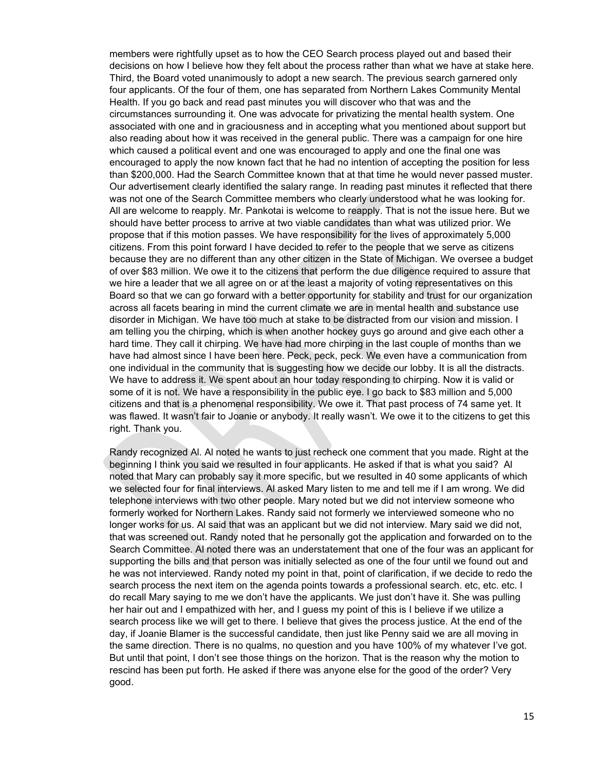members were rightfully upset as to how the CEO Search process played out and based their decisions on how I believe how they felt about the process rather than what we have at stake here. Third, the Board voted unanimously to adopt a new search. The previous search garnered only four applicants. Of the four of them, one has separated from Northern Lakes Community Mental Health. If you go back and read past minutes you will discover who that was and the circumstances surrounding it. One was advocate for privatizing the mental health system. One associated with one and in graciousness and in accepting what you mentioned about support but also reading about how it was received in the general public. There was a campaign for one hire which caused a political event and one was encouraged to apply and one the final one was encouraged to apply the now known fact that he had no intention of accepting the position for less than $200,000. Had the Search Committee known that at that time he would never passed muster. Our advertisement clearly identified the salary range. In reading past minutes it reflected that there was not one of the Search Committee members who clearly understood what he was looking for. All are welcome to reapply. Mr. Pankotai is welcome to reapply. That is not the issue here. But we should have better process to arrive at two viable candidates than what was utilized prior. We propose that if this motion passes. We have responsibility for the lives of approximately 5,000 citizens. From this point forward I have decided to refer to the people that we serve as citizens because they are no different than any other citizen in the State of Michigan. We oversee a budget of over $83 million. We owe it to the citizens that perform the due diligence required to assure that we hire a leader that we all agree on or at the least a majority of voting representatives on this Board so that we can go forward with a better opportunity for stability and trust for our organization across all facets bearing in mind the current climate we are in mental health and substance use disorder in Michigan. We have too much at stake to be distracted from our vision and mission. I am telling you the chirping, which is when another hockey guys go around and give each other a hard time. They call it chirping. We have had more chirping in the last couple of months than we have had almost since I have been here. Peck, peck, peck. We even have a communication from one individual in the community that is suggesting how we decide our lobby. It is all the distracts. We have to address it. We spent about an hour today responding to chirping. Now it is valid or some of it is not. We have a responsibility in the public eye. I go back to $83 million and 5,000 citizens and that is a phenomenal responsibility. We owe it. That past process of 74 same yet. It was flawed. It wasn't fair to Joanie or anybody. It really wasn't. We owe it to the citizens to get this right. Thank you.

Randy recognized Al. Al noted he wants to just recheck one comment that you made. Right at the beginning I think you said we resulted in four applicants. He asked if that is what you said? Al noted that Mary can probably say it more specific, but we resulted in 40 some applicants of which we selected four for final interviews. Al asked Mary listen to me and tell me if I am wrong. We did telephone interviews with two other people. Mary noted but we did not interview someone who formerly worked for Northern Lakes. Randy said not formerly we interviewed someone who no longer works for us. Al said that was an applicant but we did not interview. Mary said we did not, that was screened out. Randy noted that he personally got the application and forwarded on to the Search Committee. Al noted there was an understatement that one of the four was an applicant for supporting the bills and that person was initially selected as one of the four until we found out and he was not interviewed. Randy noted my point in that, point of clarification, if we decide to redo the search process the next item on the agenda points towards a professional search. etc, etc. etc. I do recall Mary saying to me we don't have the applicants. We just don't have it. She was pulling her hair out and I empathized with her, and I guess my point of this is I believe if we utilize a search process like we will get to there. I believe that gives the process justice. At the end of the day, if Joanie Blamer is the successful candidate, then just like Penny said we are all moving in the same direction. There is no qualms, no question and you have 100% of my whatever I've got. But until that point, I don't see those things on the horizon. That is the reason why the motion to rescind has been put forth. He asked if there was anyone else for the good of the order? Very good.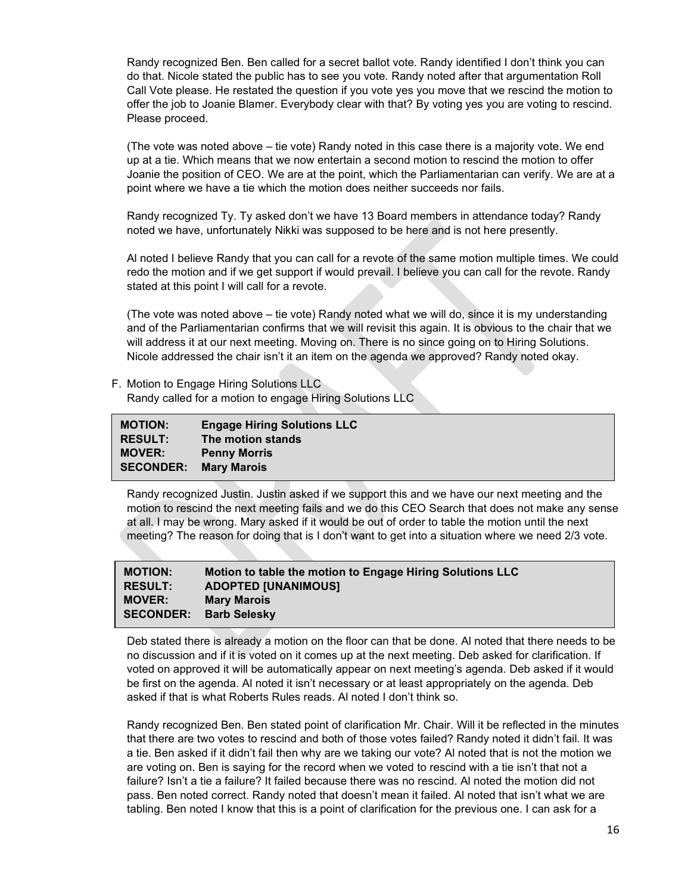Randy recognized Ben. Ben called for a secret ballot vote. Randy identified I don't think you can do that. Nicole stated the public has to see you vote. Randy noted after that argumentation Roll Call Vote please. He restated the question if you vote yes you move that we rescind the motion to offer the job to Joanie Blamer. Everybody clear with that? By voting yes you are voting to rescind. Please proceed.

(The vote was noted above – tie vote) Randy noted in this case there is a majority vote. We end up at a tie. Which means that we now entertain a second motion to rescind the motion to offer Joanie the position of CEO. We are at the point, which the Parliamentarian can verify. We are at a point where we have a tie which the motion does neither succeeds nor fails.

Randy recognized Ty. Ty asked don't we have 13 Board members in attendance today? Randy noted we have, unfortunately Nikki was supposed to be here and is not here presently.

Al noted I believe Randy that you can call for a revote of the same motion multiple times. We could redo the motion and if we get support if would prevail. I believe you can call for the revote. Randy stated at this point I will call for a revote.

(The vote was noted above – tie vote) Randy noted what we will do, since it is my understanding and of the Parliamentarian confirms that we will revisit this again. It is obvious to the chair that we will address it at our next meeting. Moving on. There is no since going on to Hiring Solutions. Nicole addressed the chair isn't it an item on the agenda we approved? Randy noted okay.

F. Motion to Engage Hiring Solutions LLC
Randy called for a motion to engage Hiring Solutions LLC

| | |
|---|---|
| **MOTION:** | **Engage Hiring Solutions LLC** |
| **RESULT:** | **The motion stands** |
| **MOVER:** | **Penny Morris** |
| **SECONDER:** | **Mary Marois** |

Randy recognized Justin. Justin asked if we support this and we have our next meeting and the motion to rescind the next meeting fails and we do this CEO Search that does not make any sense at all. I may be wrong. Mary asked if it would be out of order to table the motion until the next meeting? The reason for doing that is I don't want to get into a situation where we need 2/3 vote.

| | |
|---|---|
| **MOTION:** | **Motion to table the motion to Engage Hiring Solutions LLC** |
| **RESULT:** | **ADOPTED [UNANIMOUS]** |
| **MOVER:** | **Mary Marois** |
| **SECONDER:** | **Barb Selesky** |

Deb stated there is already a motion on the floor can that be done. Al noted that there needs to be no discussion and if it is voted on it comes up at the next meeting. Deb asked for clarification. If voted on approved it will be automatically appear on next meeting's agenda. Deb asked if it would be first on the agenda. Al noted it isn't necessary or at least appropriately on the agenda. Deb asked if that is what Roberts Rules reads. Al noted I don't think so.

Randy recognized Ben. Ben stated point of clarification Mr. Chair. Will it be reflected in the minutes that there are two votes to rescind and both of those votes failed? Randy noted it didn't fail. It was a tie. Ben asked if it didn't fail then why are we taking our vote? Al noted that is not the motion we are voting on. Ben is saying for the record when we voted to rescind with a tie isn't that not a failure? Isn't a tie a failure? It failed because there was no rescind. Al noted the motion did not pass. Ben noted correct. Randy noted that doesn't mean it failed. Al noted that isn't what we are tabling. Ben noted I know that this is a point of clarification for the previous one. I can ask for a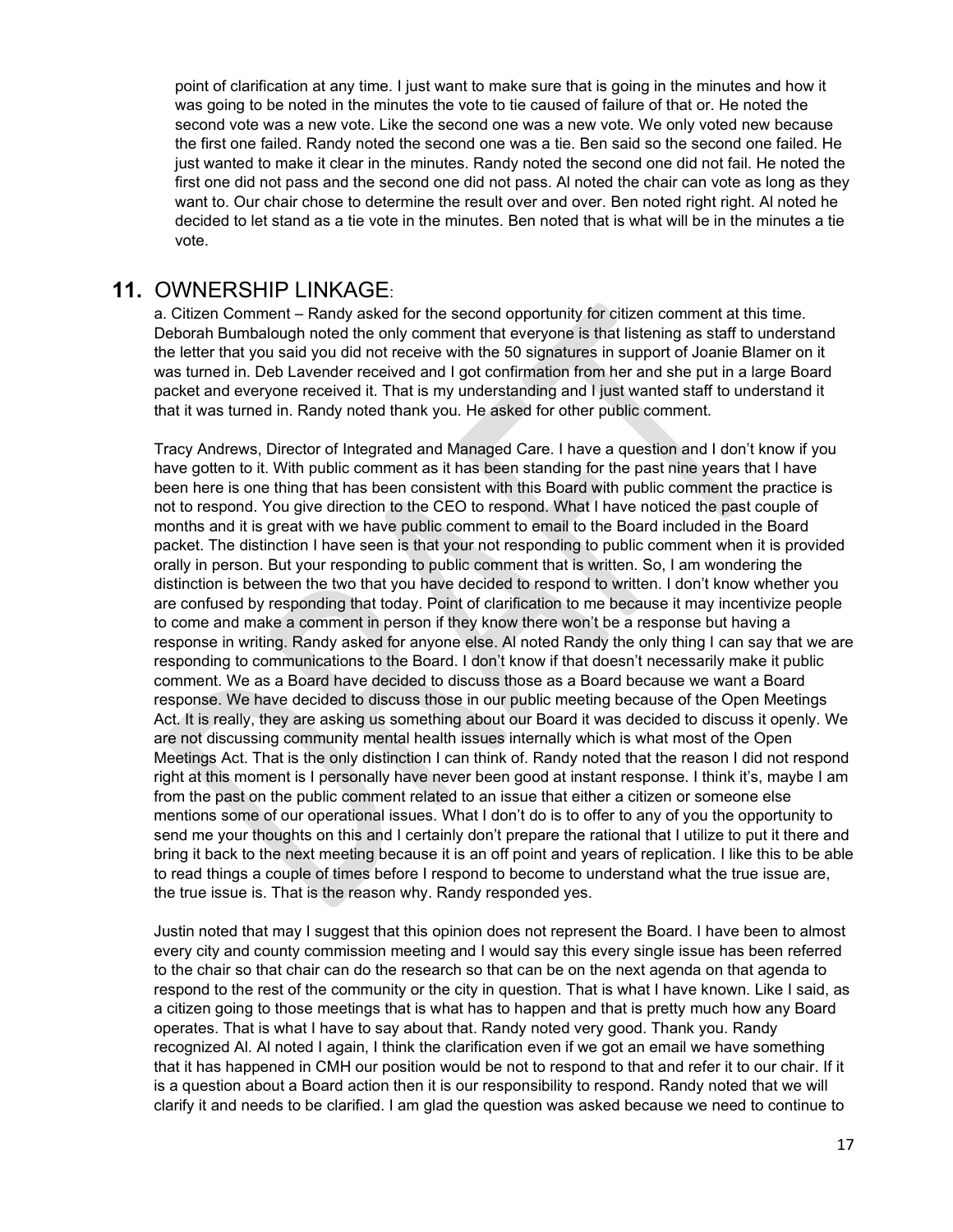point of clarification at any time. I just want to make sure that is going in the minutes and how it was going to be noted in the minutes the vote to tie caused of failure of that or. He noted the second vote was a new vote. Like the second one was a new vote. We only voted new because the first one failed. Randy noted the second one was a tie. Ben said so the second one failed. He just wanted to make it clear in the minutes. Randy noted the second one did not fail. He noted the first one did not pass and the second one did not pass. Al noted the chair can vote as long as they want to. Our chair chose to determine the result over and over. Ben noted right right. Al noted he decided to let stand as a tie vote in the minutes. Ben noted that is what will be in the minutes a tie vote.

## 11. OWNERSHIP LINKAGE:

a. Citizen Comment – Randy asked for the second opportunity for citizen comment at this time. Deborah Bumbalough noted the only comment that everyone is that listening as staff to understand the letter that you said you did not receive with the 50 signatures in support of Joanie Blamer on it was turned in. Deb Lavender received and I got confirmation from her and she put in a large Board packet and everyone received it. That is my understanding and I just wanted staff to understand it that it was turned in. Randy noted thank you. He asked for other public comment.

Tracy Andrews, Director of Integrated and Managed Care. I have a question and I don't know if you have gotten to it. With public comment as it has been standing for the past nine years that I have been here is one thing that has been consistent with this Board with public comment the practice is not to respond. You give direction to the CEO to respond. What I have noticed the past couple of months and it is great with we have public comment to email to the Board included in the Board packet. The distinction I have seen is that your not responding to public comment when it is provided orally in person. But your responding to public comment that is written. So, I am wondering the distinction is between the two that you have decided to respond to written. I don't know whether you are confused by responding that today. Point of clarification to me because it may incentivize people to come and make a comment in person if they know there won't be a response but having a response in writing. Randy asked for anyone else. Al noted Randy the only thing I can say that we are responding to communications to the Board. I don't know if that doesn't necessarily make it public comment. We as a Board have decided to discuss those as a Board because we want a Board response. We have decided to discuss those in our public meeting because of the Open Meetings Act. It is really, they are asking us something about our Board it was decided to discuss it openly. We are not discussing community mental health issues internally which is what most of the Open Meetings Act. That is the only distinction I can think of. Randy noted that the reason I did not respond right at this moment is I personally have never been good at instant response. I think it's, maybe I am from the past on the public comment related to an issue that either a citizen or someone else mentions some of our operational issues. What I don't do is to offer to any of you the opportunity to send me your thoughts on this and I certainly don't prepare the rational that I utilize to put it there and bring it back to the next meeting because it is an off point and years of replication. I like this to be able to read things a couple of times before I respond to become to understand what the true issue are, the true issue is. That is the reason why. Randy responded yes.

Justin noted that may I suggest that this opinion does not represent the Board. I have been to almost every city and county commission meeting and I would say this every single issue has been referred to the chair so that chair can do the research so that can be on the next agenda on that agenda to respond to the rest of the community or the city in question. That is what I have known. Like I said, as a citizen going to those meetings that is what has to happen and that is pretty much how any Board operates. That is what I have to say about that. Randy noted very good. Thank you. Randy recognized Al. Al noted I again, I think the clarification even if we got an email we have something that it has happened in CMH our position would be not to respond to that and refer it to our chair. If it is a question about a Board action then it is our responsibility to respond. Randy noted that we will clarify it and needs to be clarified. I am glad the question was asked because we need to continue to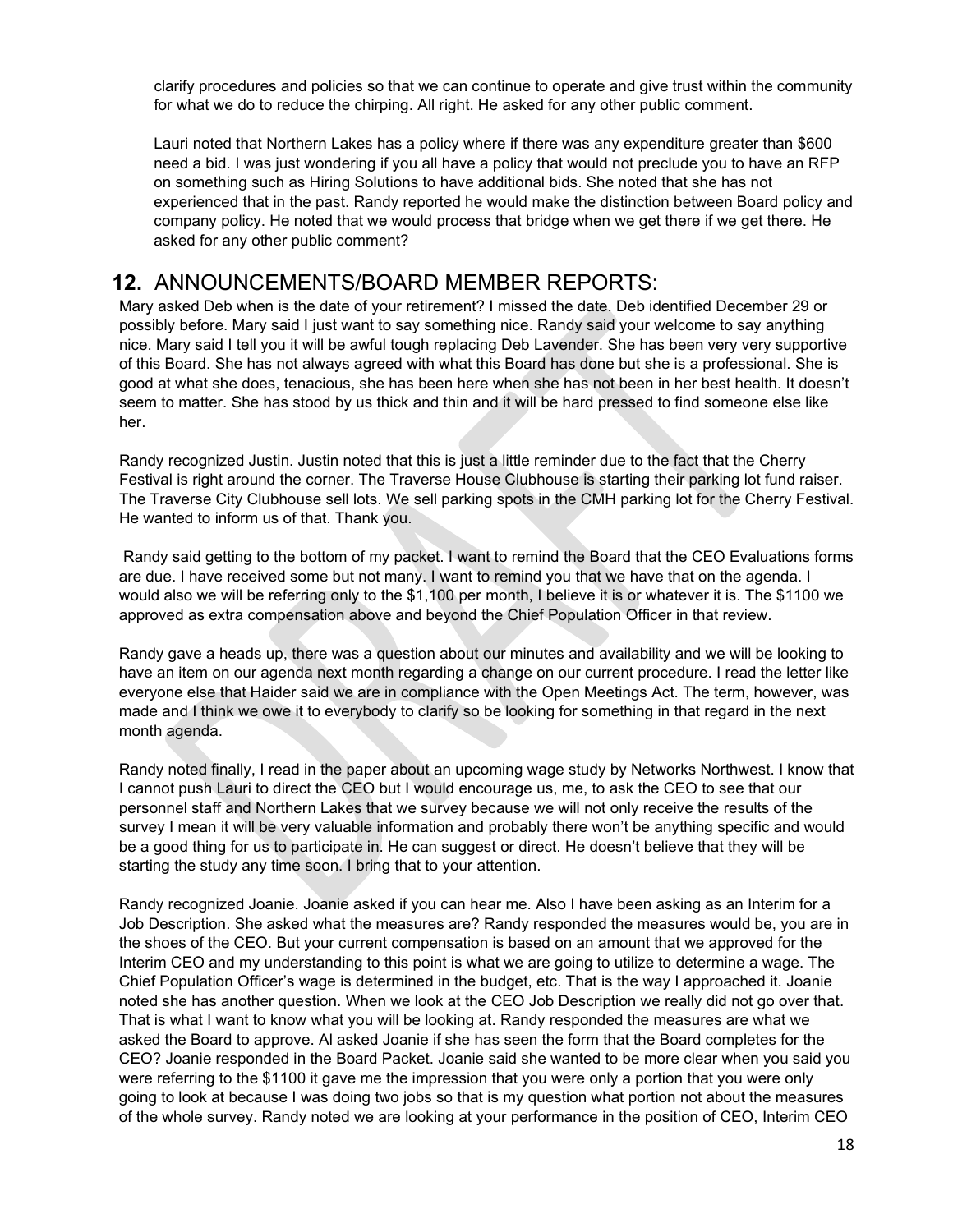clarify procedures and policies so that we can continue to operate and give trust within the community for what we do to reduce the chirping. All right. He asked for any other public comment.

Lauri noted that Northern Lakes has a policy where if there was any expenditure greater than $600 need a bid. I was just wondering if you all have a policy that would not preclude you to have an RFP on something such as Hiring Solutions to have additional bids. She noted that she has not experienced that in the past. Randy reported he would make the distinction between Board policy and company policy. He noted that we would process that bridge when we get there if we get there. He asked for any other public comment?

## 12. ANNOUNCEMENTS/BOARD MEMBER REPORTS:

Mary asked Deb when is the date of your retirement? I missed the date. Deb identified December 29 or possibly before. Mary said I just want to say something nice. Randy said your welcome to say anything nice. Mary said I tell you it will be awful tough replacing Deb Lavender. She has been very very supportive of this Board. She has not always agreed with what this Board has done but she is a professional. She is good at what she does, tenacious, she has been here when she has not been in her best health. It doesn't seem to matter. She has stood by us thick and thin and it will be hard pressed to find someone else like her.

Randy recognized Justin. Justin noted that this is just a little reminder due to the fact that the Cherry Festival is right around the corner. The Traverse House Clubhouse is starting their parking lot fund raiser. The Traverse City Clubhouse sell lots. We sell parking spots in the CMH parking lot for the Cherry Festival. He wanted to inform us of that. Thank you.

Randy said getting to the bottom of my packet. I want to remind the Board that the CEO Evaluations forms are due. I have received some but not many. I want to remind you that we have that on the agenda. I would also we will be referring only to the $1,100 per month, I believe it is or whatever it is. The $1100 we approved as extra compensation above and beyond the Chief Population Officer in that review.

Randy gave a heads up, there was a question about our minutes and availability and we will be looking to have an item on our agenda next month regarding a change on our current procedure. I read the letter like everyone else that Haider said we are in compliance with the Open Meetings Act. The term, however, was made and I think we owe it to everybody to clarify so be looking for something in that regard in the next month agenda.

Randy noted finally, I read in the paper about an upcoming wage study by Networks Northwest. I know that I cannot push Lauri to direct the CEO but I would encourage us, me, to ask the CEO to see that our personnel staff and Northern Lakes that we survey because we will not only receive the results of the survey I mean it will be very valuable information and probably there won't be anything specific and would be a good thing for us to participate in. He can suggest or direct. He doesn't believe that they will be starting the study any time soon. I bring that to your attention.

Randy recognized Joanie. Joanie asked if you can hear me. Also I have been asking as an Interim for a Job Description. She asked what the measures are? Randy responded the measures would be, you are in the shoes of the CEO. But your current compensation is based on an amount that we approved for the Interim CEO and my understanding to this point is what we are going to utilize to determine a wage. The Chief Population Officer's wage is determined in the budget, etc. That is the way I approached it. Joanie noted she has another question. When we look at the CEO Job Description we really did not go over that. That is what I want to know what you will be looking at. Randy responded the measures are what we asked the Board to approve. Al asked Joanie if she has seen the form that the Board completes for the CEO? Joanie responded in the Board Packet. Joanie said she wanted to be more clear when you said you were referring to the $1100 it gave me the impression that you were only a portion that you were only going to look at because I was doing two jobs so that is my question what portion not about the measures of the whole survey. Randy noted we are looking at your performance in the position of CEO, Interim CEO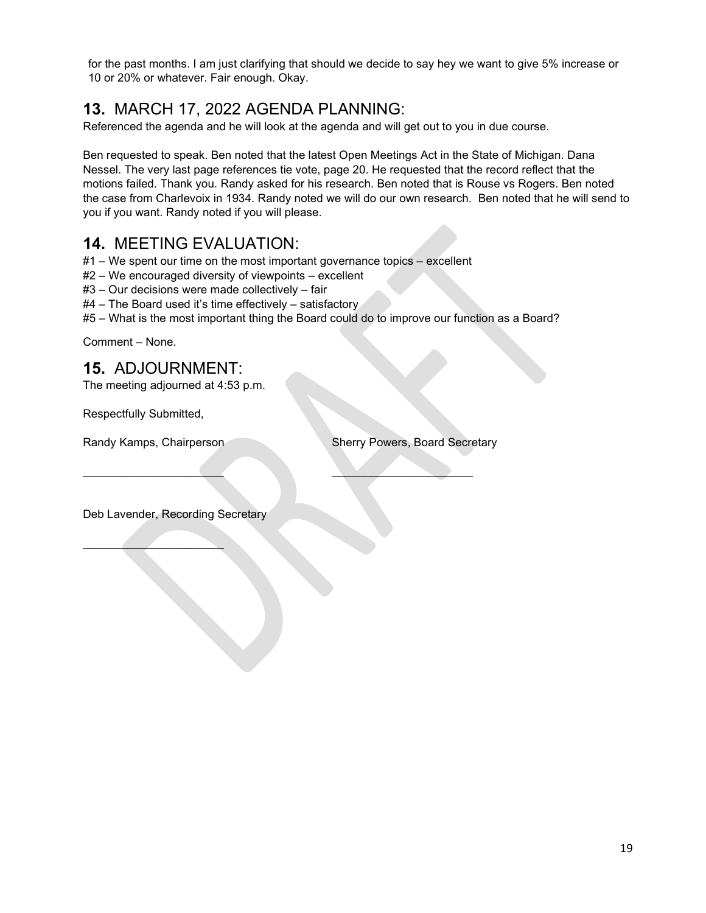for the past months. I am just clarifying that should we decide to say hey we want to give 5% increase or 10 or 20% or whatever. Fair enough. Okay.

## 13. MARCH 17, 2022 AGENDA PLANNING:

Referenced the agenda and he will look at the agenda and will get out to you in due course.

Ben requested to speak. Ben noted that the latest Open Meetings Act in the State of Michigan. Dana Nessel. The very last page references tie vote, page 20. He requested that the record reflect that the motions failed. Thank you. Randy asked for his research. Ben noted that is Rouse vs Rogers. Ben noted the case from Charlevoix in 1934. Randy noted we will do our own research. Ben noted that he will send to you if you want. Randy noted if you will please.

## 14. MEETING EVALUATION:

#1 – We spent our time on the most important governance topics – excellent
#2 – We encouraged diversity of viewpoints – excellent
#3 – Our decisions were made collectively – fair
#4 – The Board used it's time effectively – satisfactory
#5 – What is the most important thing the Board could do to improve our function as a Board?

Comment – None.

## 15. ADJOURNMENT:

The meeting adjourned at 4:53 p.m.

Respectfully Submitted,

Randy Kamps, Chairperson

______________________

Sherry Powers, Board Secretary

______________________

Deb Lavender, Recording Secretary

______________________